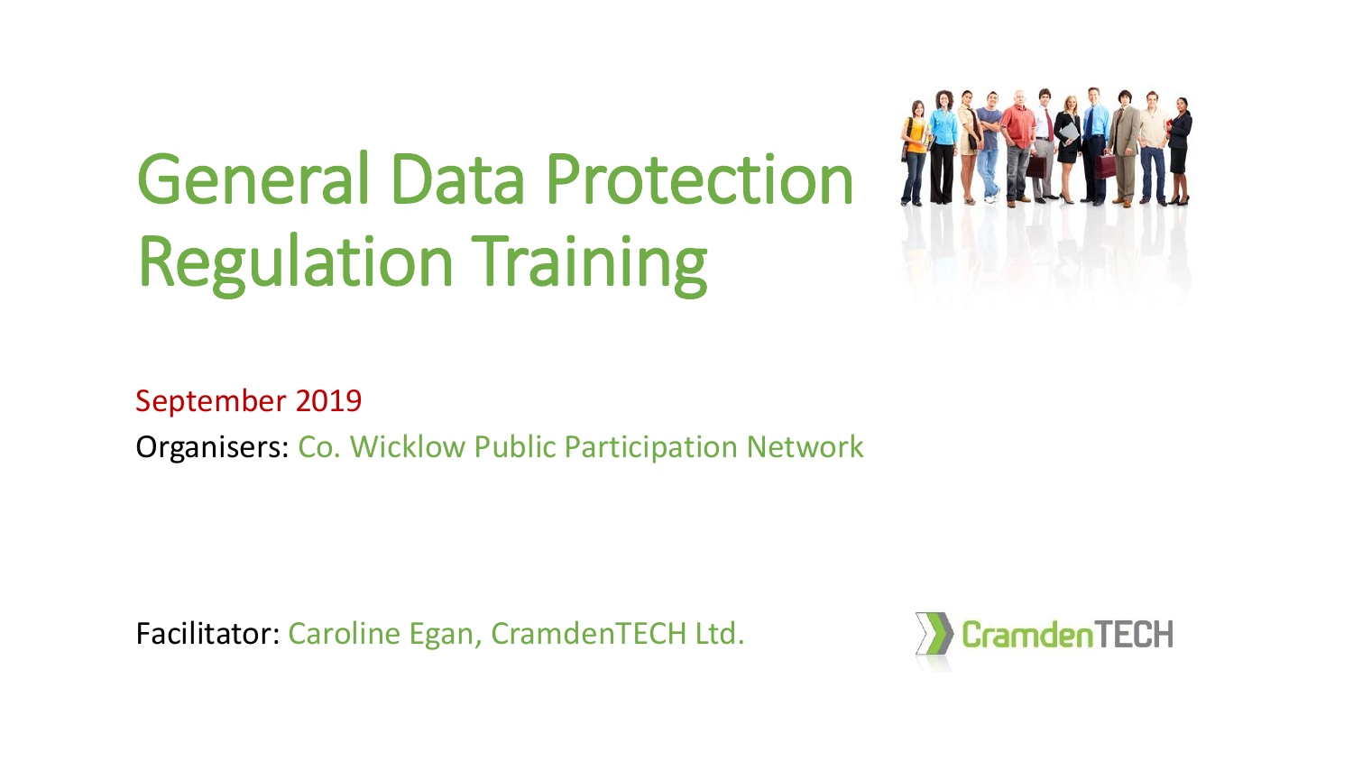# General Data Protection Regulation Training

September 2019

Organisers: Co. Wicklow Public Participation Network

Facilitator: Caroline Egan, CramdenTECH Ltd.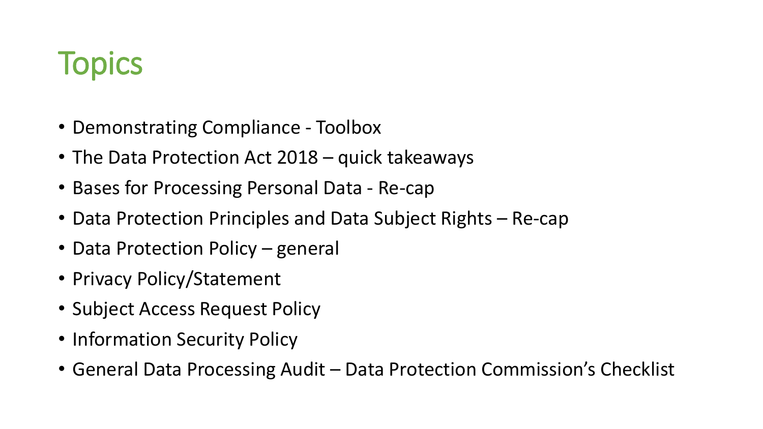# Topics

- Demonstrating Compliance - Toolbox
- The Data Protection Act 2018 – quick takeaways
- Bases for Processing Personal Data - Re-cap
- Data Protection Principles and Data Subject Rights – Re-cap
- Data Protection Policy – general
- Privacy Policy/Statement
- Subject Access Request Policy
- Information Security Policy
- General Data Processing Audit – Data Protection Commission's Checklist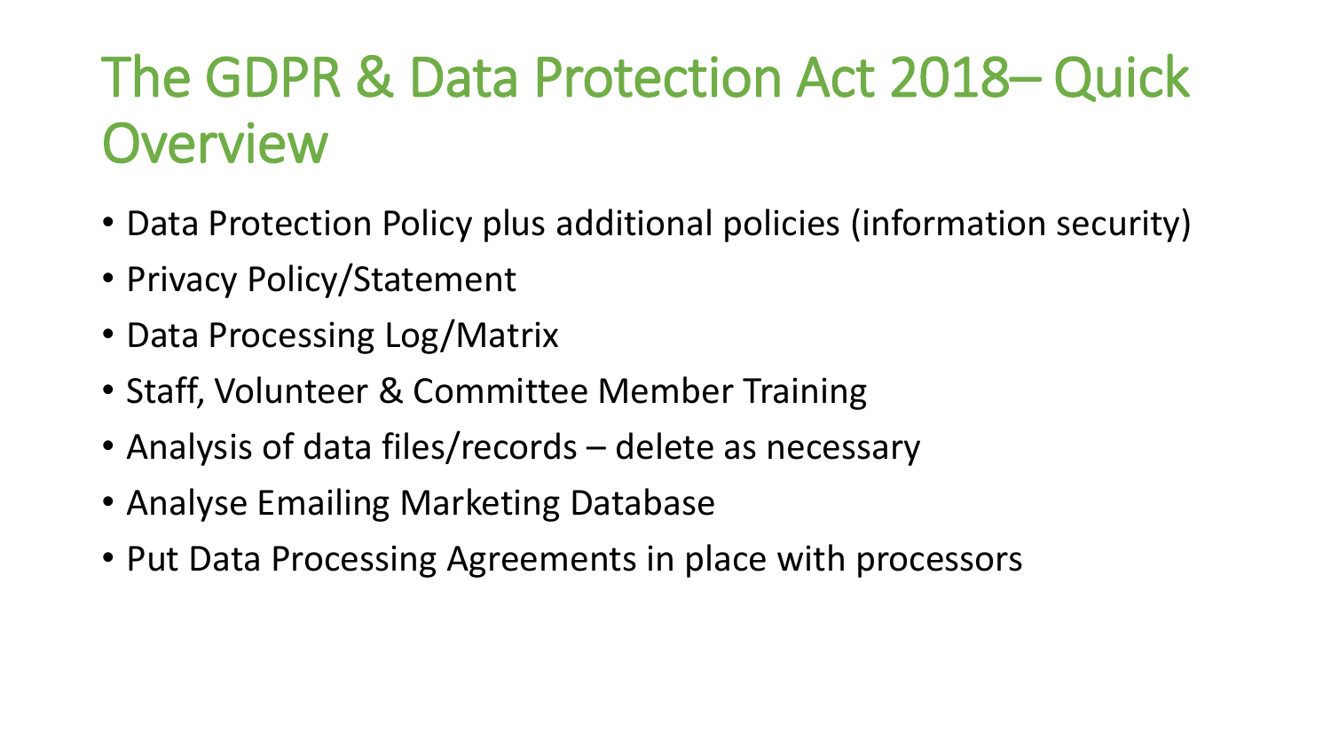# The GDPR & Data Protection Act 2018– Quick Overview

- Data Protection Policy plus additional policies (information security)
- Privacy Policy/Statement
- Data Processing Log/Matrix
- Staff, Volunteer & Committee Member Training
- Analysis of data files/records – delete as necessary
- Analyse Emailing Marketing Database
- Put Data Processing Agreements in place with processors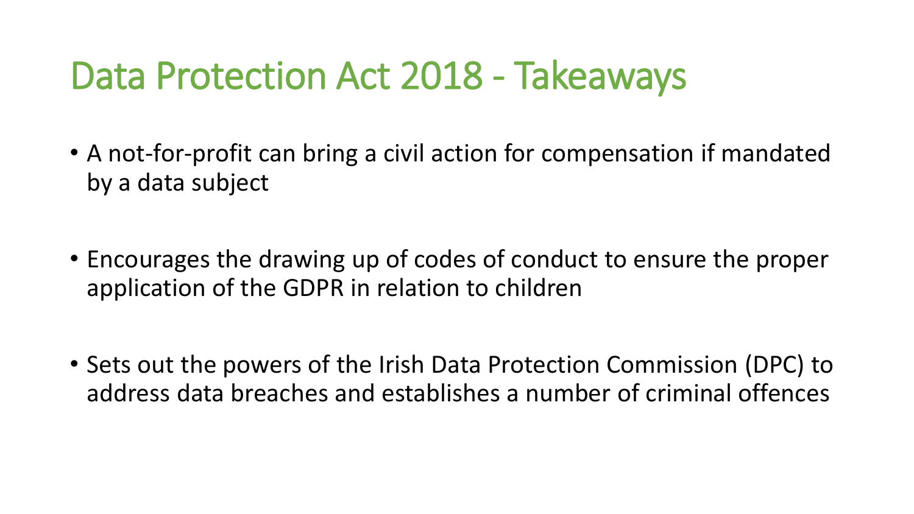# Data Protection Act 2018 - Takeaways

- A not-for-profit can bring a civil action for compensation if mandated by a data subject
- Encourages the drawing up of codes of conduct to ensure the proper application of the GDPR in relation to children
- Sets out the powers of the Irish Data Protection Commission (DPC) to address data breaches and establishes a number of criminal offences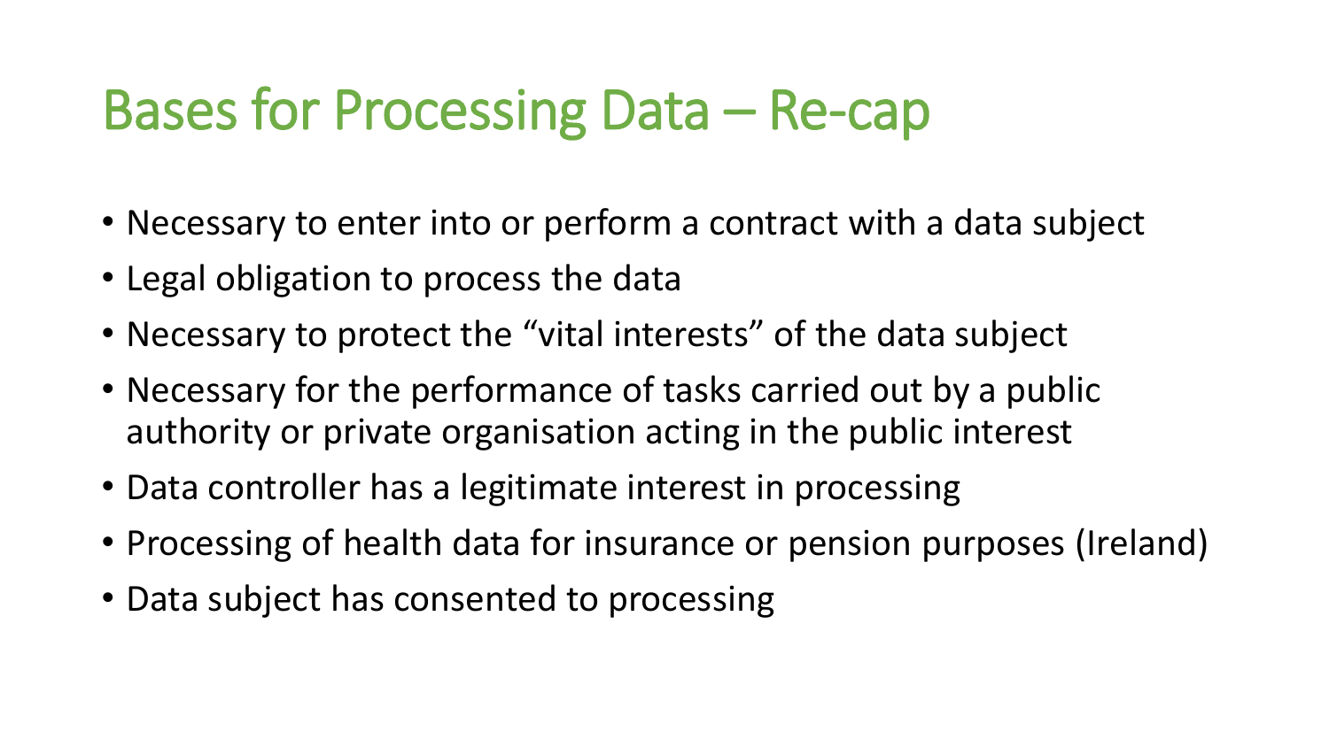# Bases for Processing Data – Re-cap

- Necessary to enter into or perform a contract with a data subject
- Legal obligation to process the data
- Necessary to protect the "vital interests" of the data subject
- Necessary for the performance of tasks carried out by a public authority or private organisation acting in the public interest
- Data controller has a legitimate interest in processing
- Processing of health data for insurance or pension purposes (Ireland)
- Data subject has consented to processing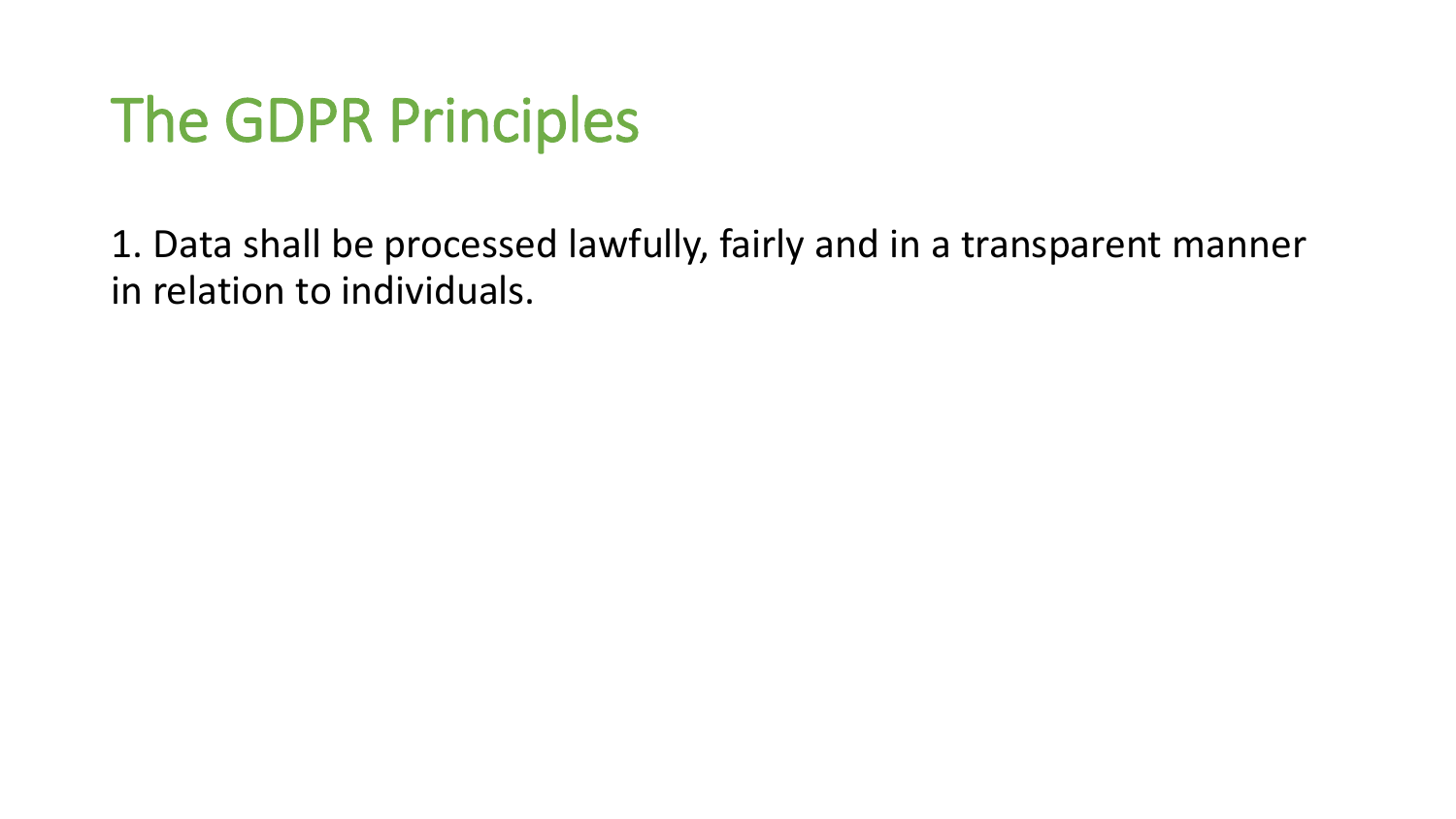# The GDPR Principles

1. Data shall be processed lawfully, fairly and in a transparent manner in relation to individuals.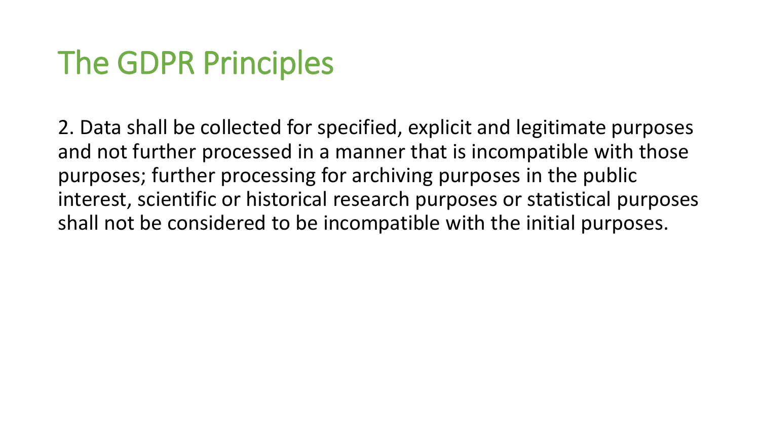# The GDPR Principles

2. Data shall be collected for specified, explicit and legitimate purposes and not further processed in a manner that is incompatible with those purposes; further processing for archiving purposes in the public interest, scientific or historical research purposes or statistical purposes shall not be considered to be incompatible with the initial purposes.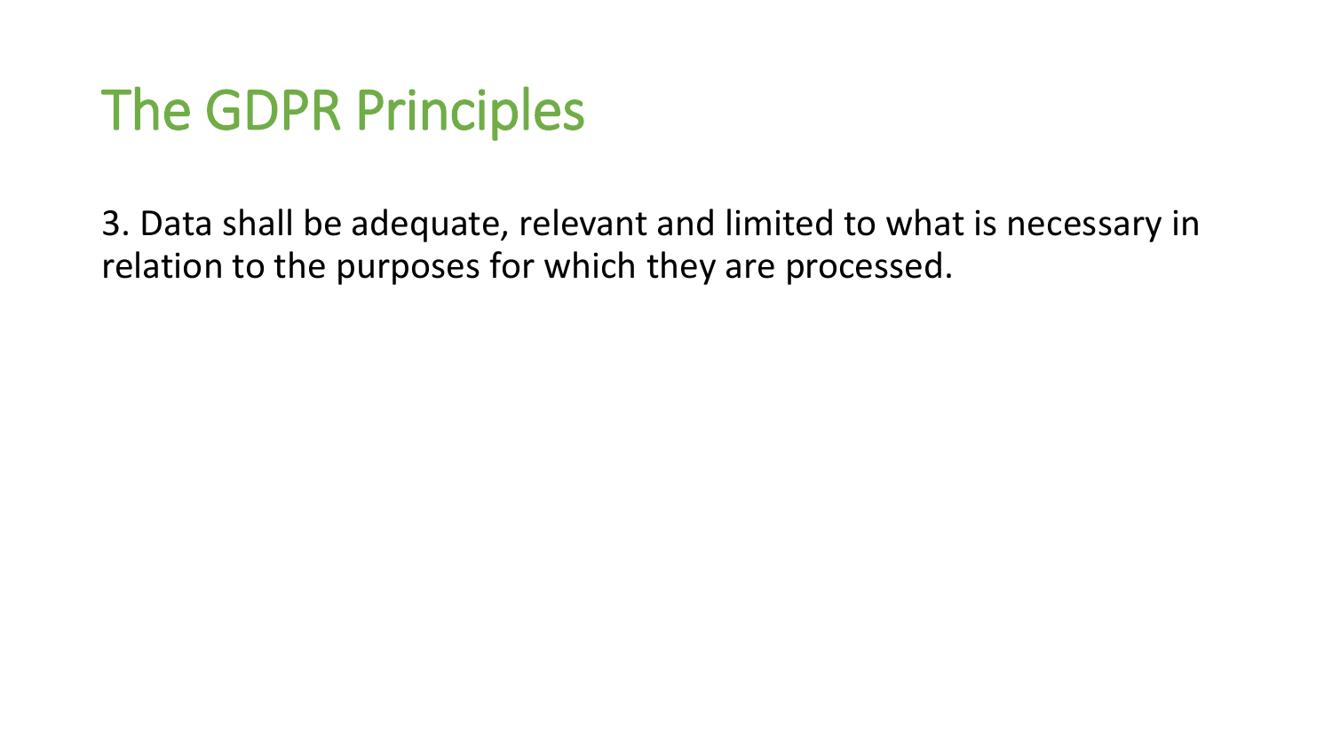# The GDPR Principles

3. Data shall be adequate, relevant and limited to what is necessary in relation to the purposes for which they are processed.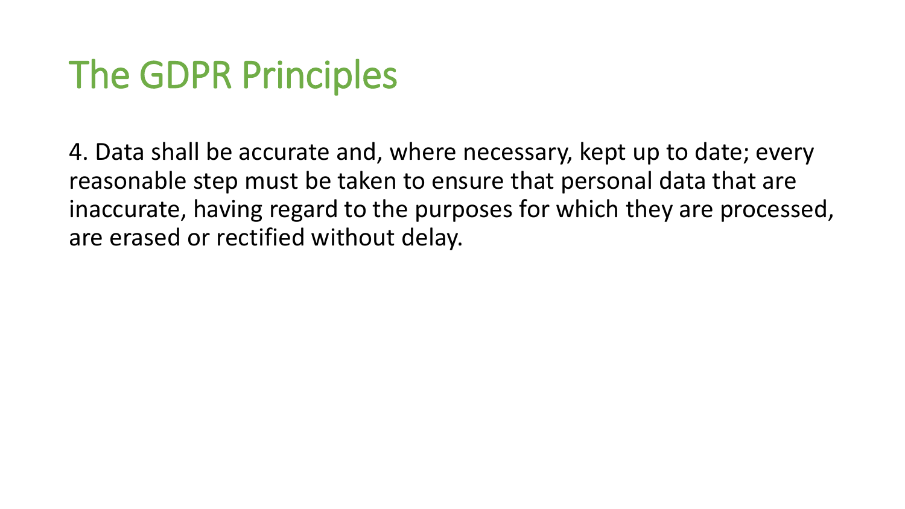# The GDPR Principles

4. Data shall be accurate and, where necessary, kept up to date; every reasonable step must be taken to ensure that personal data that are inaccurate, having regard to the purposes for which they are processed, are erased or rectified without delay.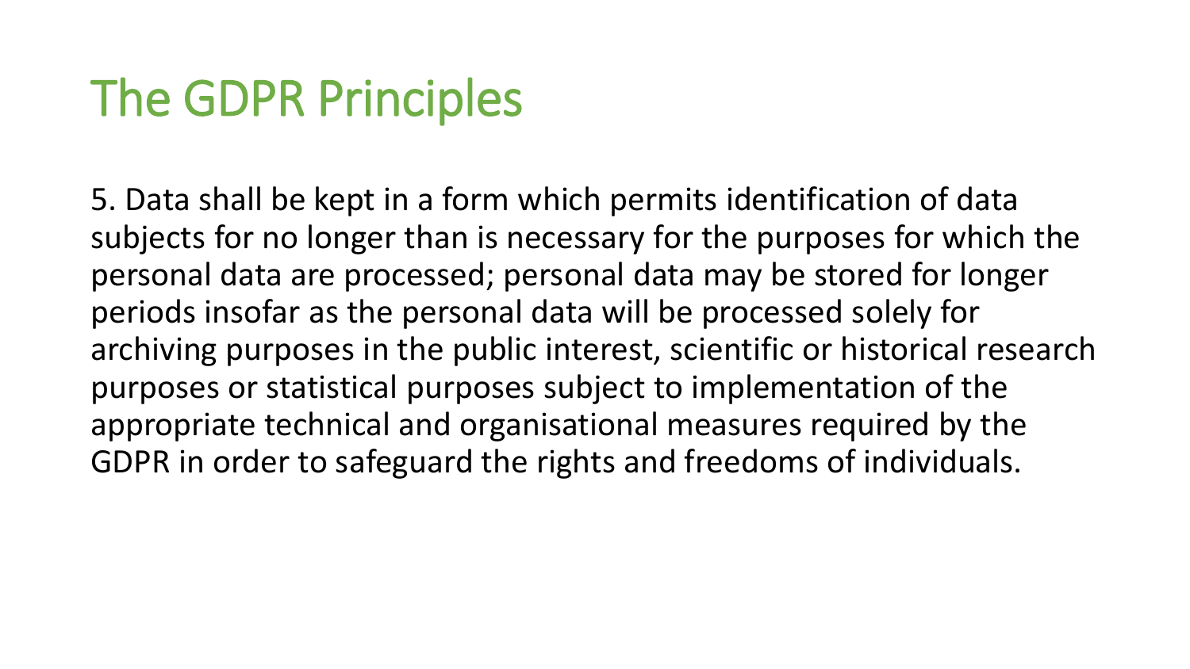# The GDPR Principles

5. Data shall be kept in a form which permits identification of data subjects for no longer than is necessary for the purposes for which the personal data are processed; personal data may be stored for longer periods insofar as the personal data will be processed solely for archiving purposes in the public interest, scientific or historical research purposes or statistical purposes subject to implementation of the appropriate technical and organisational measures required by the GDPR in order to safeguard the rights and freedoms of individuals.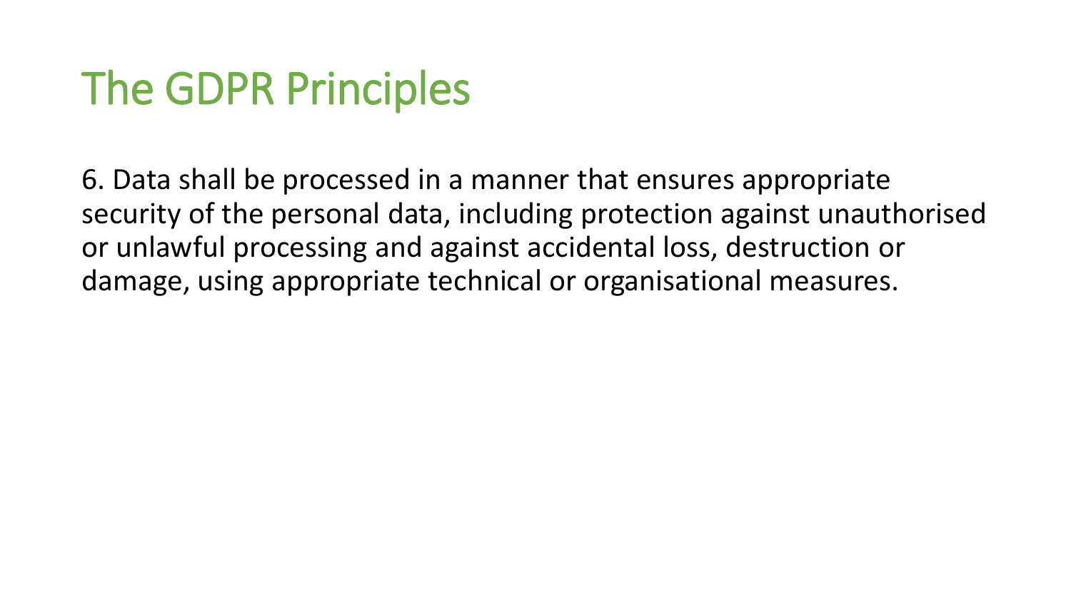# The GDPR Principles

6. Data shall be processed in a manner that ensures appropriate security of the personal data, including protection against unauthorised or unlawful processing and against accidental loss, destruction or damage, using appropriate technical or organisational measures.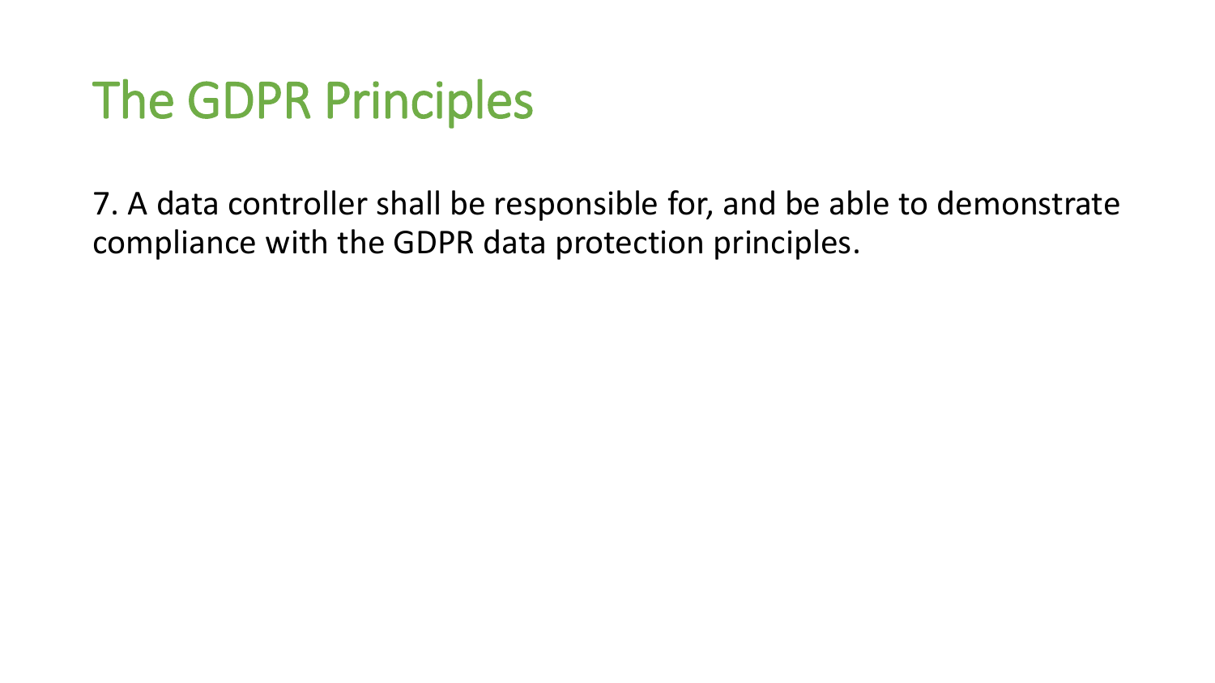# The GDPR Principles

7. A data controller shall be responsible for, and be able to demonstrate compliance with the GDPR data protection principles.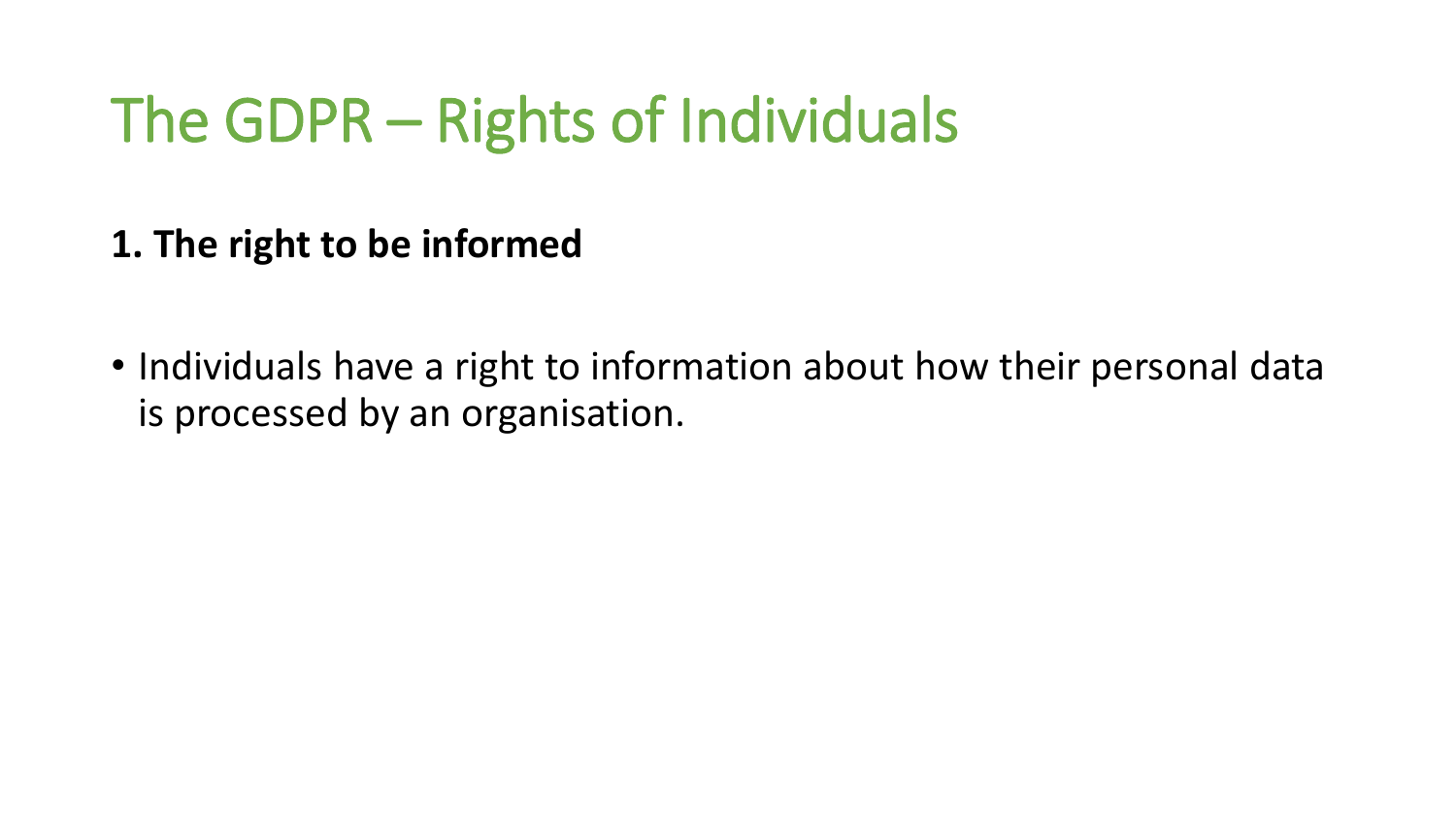# The GDPR – Rights of Individuals

**1. The right to be informed**

- Individuals have a right to information about how their personal data is processed by an organisation.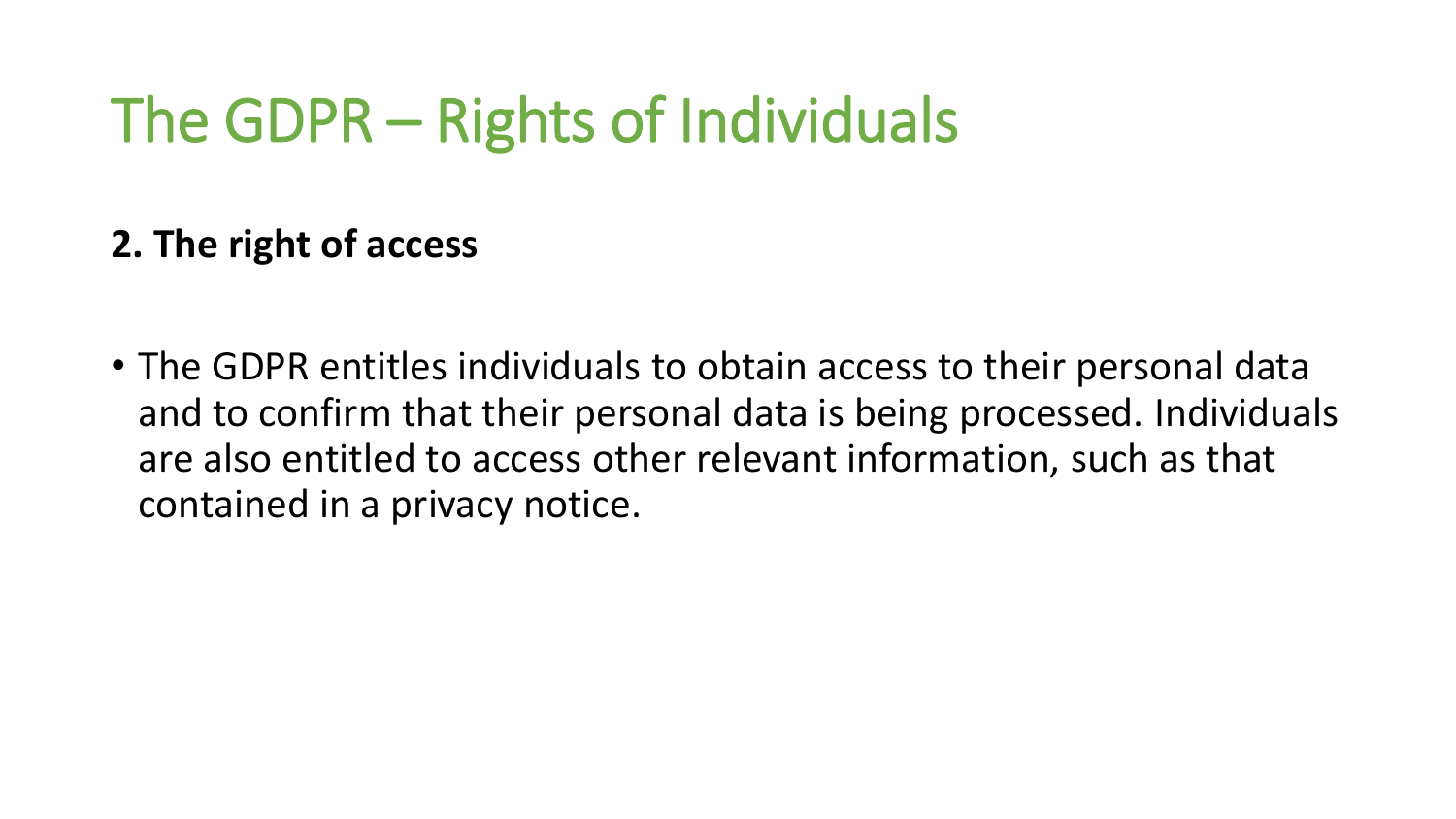# The GDPR – Rights of Individuals

**2. The right of access**

- The GDPR entitles individuals to obtain access to their personal data and to confirm that their personal data is being processed. Individuals are also entitled to access other relevant information, such as that contained in a privacy notice.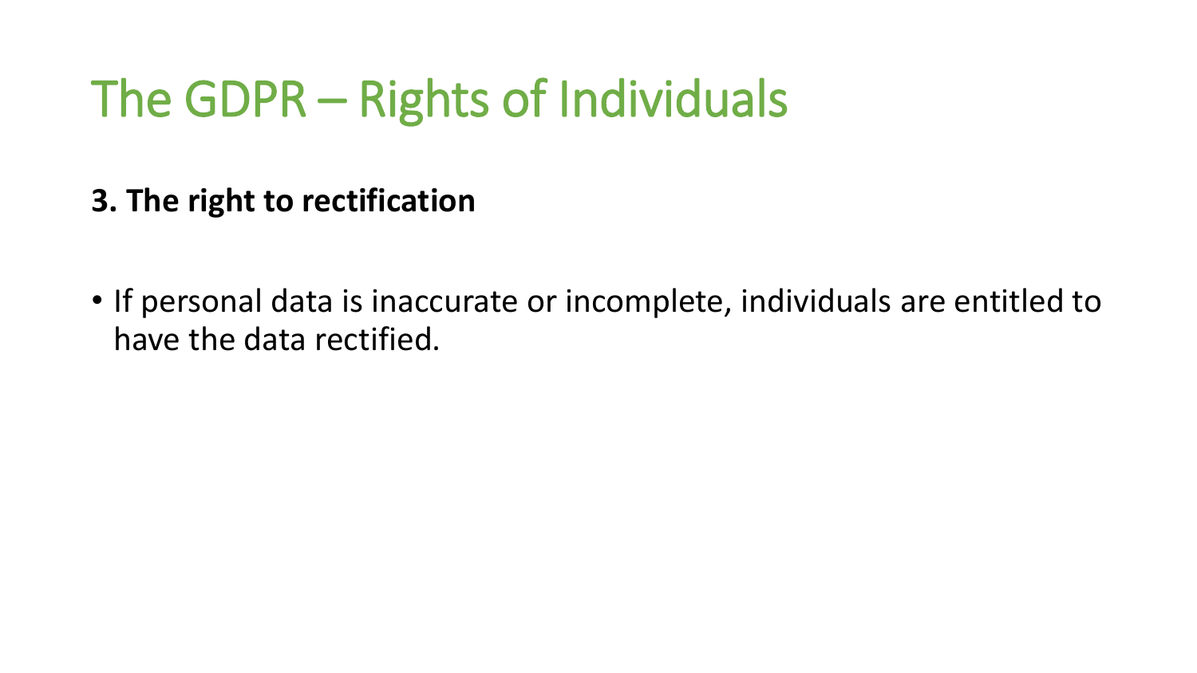# The GDPR – Rights of Individuals

**3. The right to rectification**

- If personal data is inaccurate or incomplete, individuals are entitled to have the data rectified.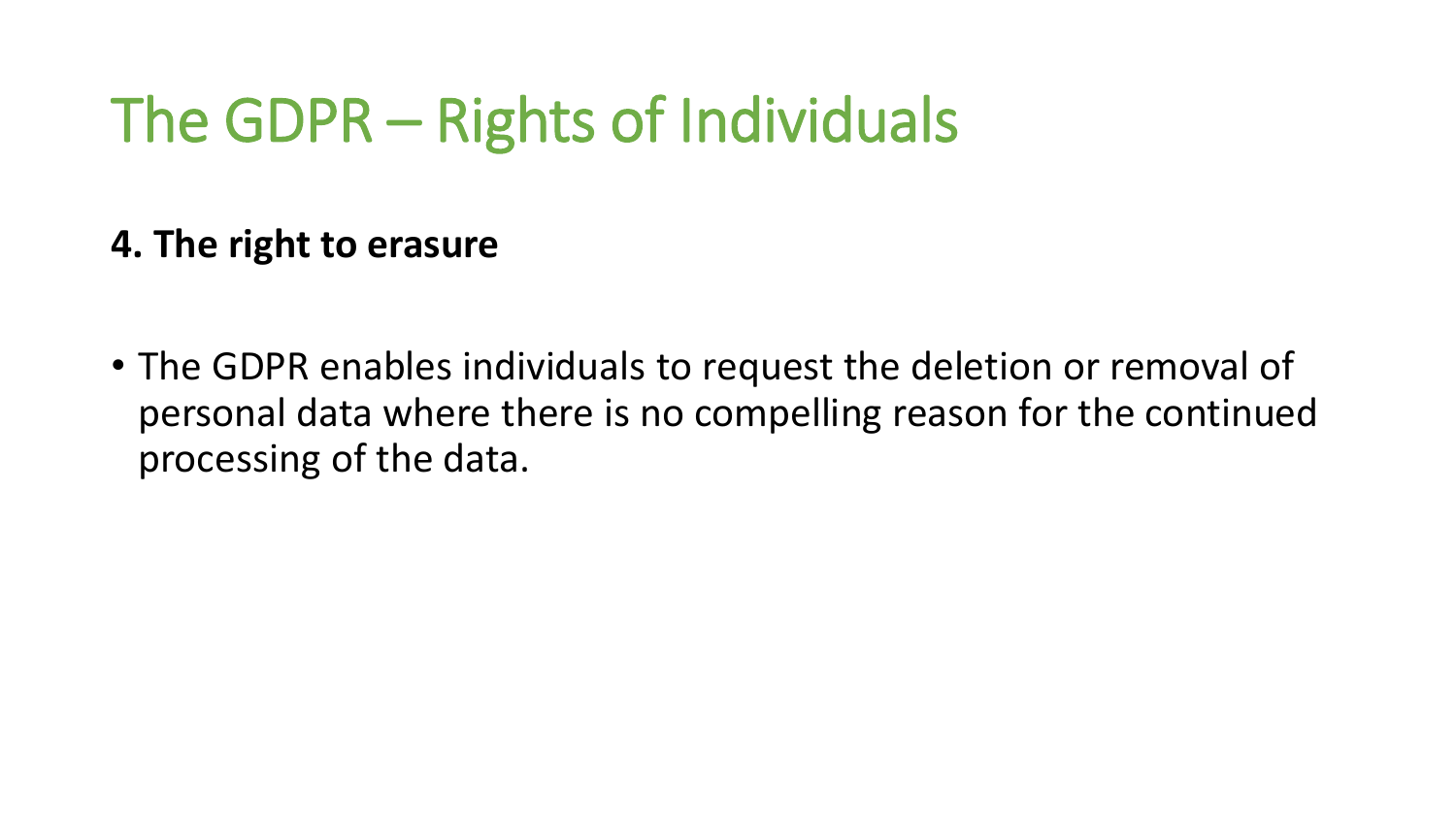# The GDPR – Rights of Individuals

**4. The right to erasure**

- The GDPR enables individuals to request the deletion or removal of personal data where there is no compelling reason for the continued processing of the data.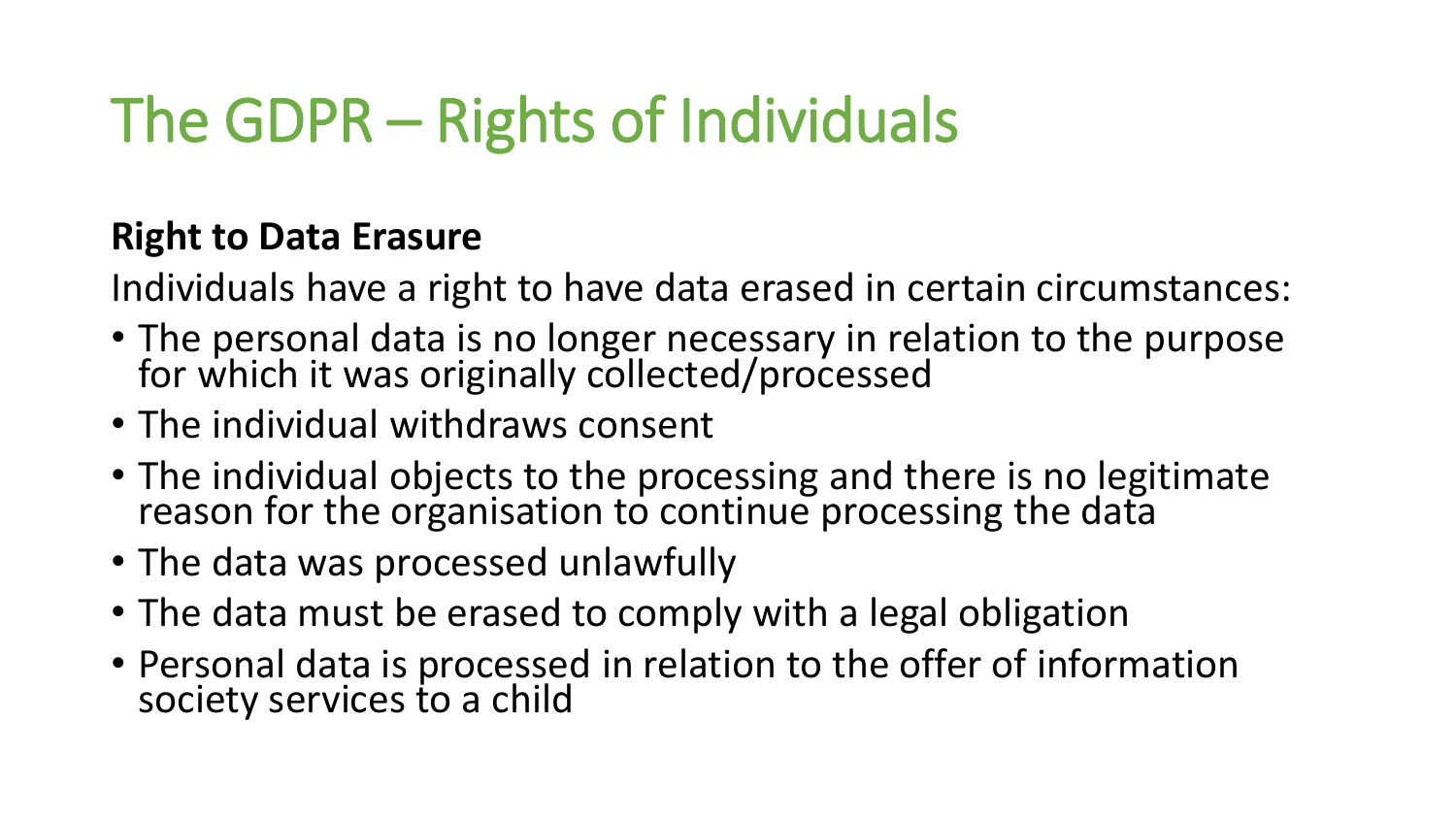# The GDPR – Rights of Individuals

**Right to Data Erasure**

Individuals have a right to have data erased in certain circumstances:

- The personal data is no longer necessary in relation to the purpose for which it was originally collected/processed
- The individual withdraws consent
- The individual objects to the processing and there is no legitimate reason for the organisation to continue processing the data
- The data was processed unlawfully
- The data must be erased to comply with a legal obligation
- Personal data is processed in relation to the offer of information society services to a child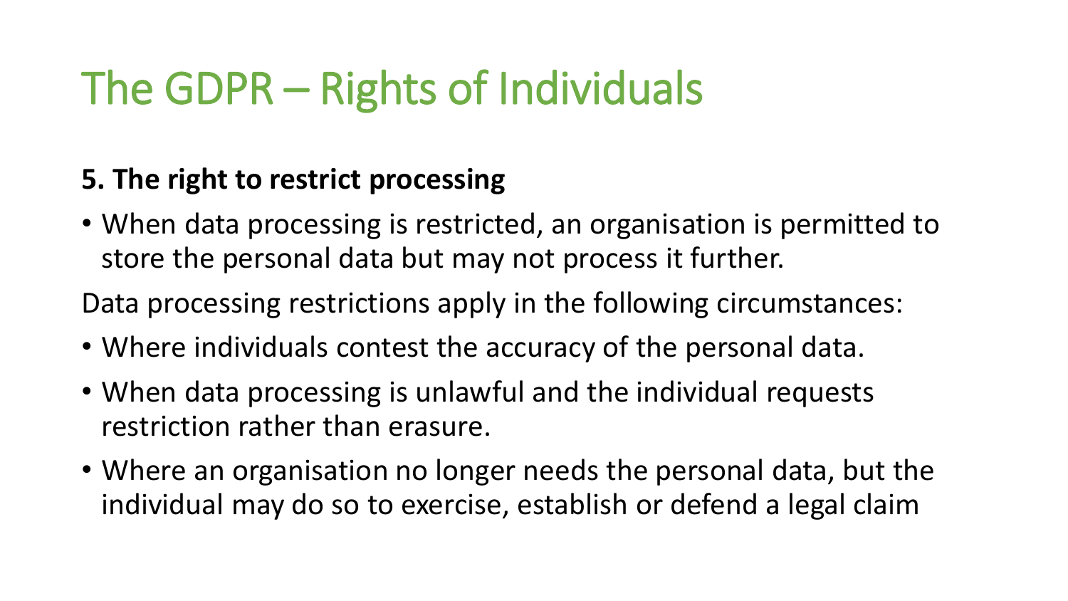# The GDPR – Rights of Individuals

**5. The right to restrict processing**

- When data processing is restricted, an organisation is permitted to store the personal data but may not process it further.

Data processing restrictions apply in the following circumstances:

- Where individuals contest the accuracy of the personal data.
- When data processing is unlawful and the individual requests restriction rather than erasure.
- Where an organisation no longer needs the personal data, but the individual may do so to exercise, establish or defend a legal claim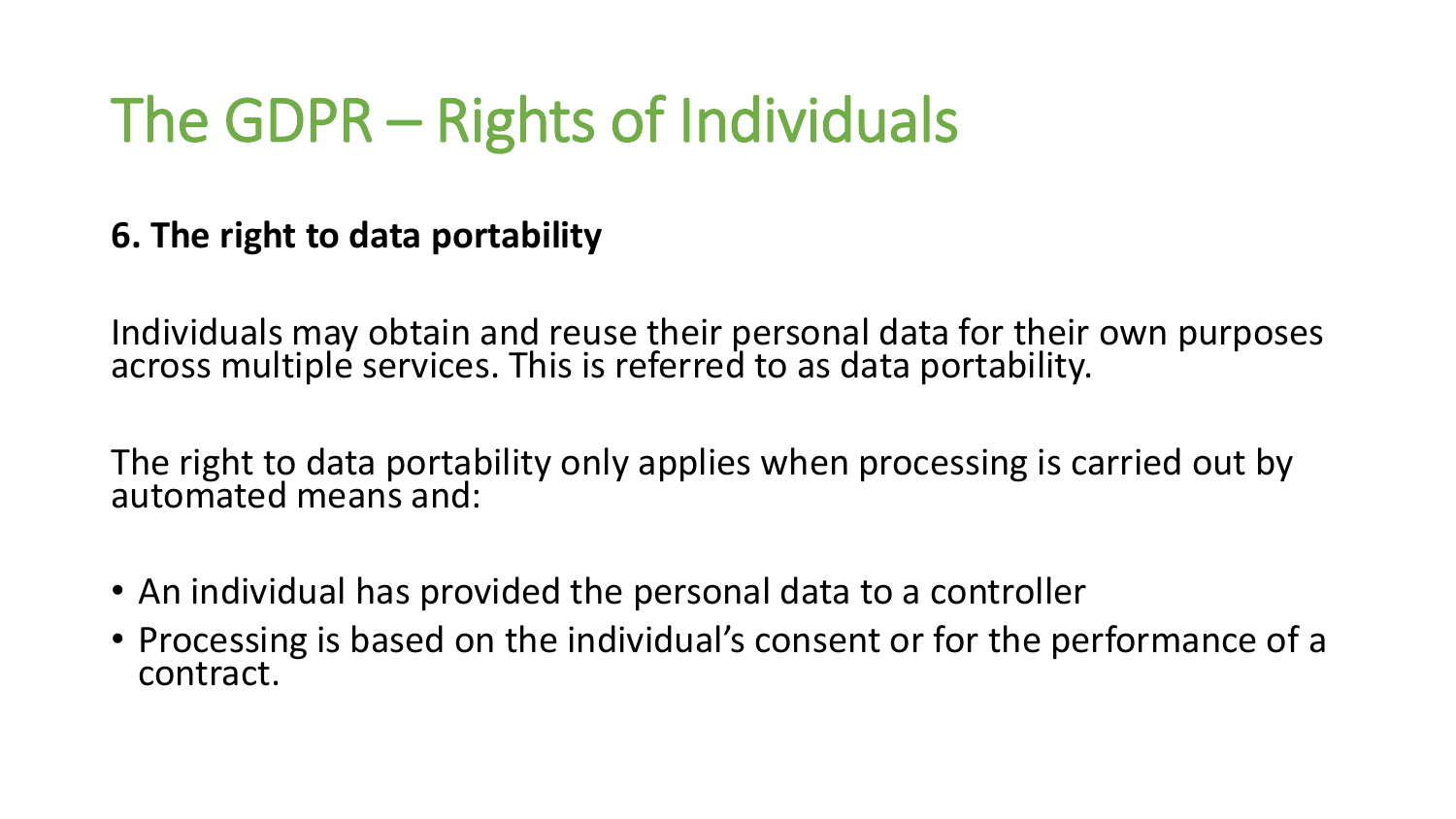# The GDPR – Rights of Individuals

**6. The right to data portability**

Individuals may obtain and reuse their personal data for their own purposes across multiple services. This is referred to as data portability.

The right to data portability only applies when processing is carried out by automated means and:

- An individual has provided the personal data to a controller
- Processing is based on the individual's consent or for the performance of a contract.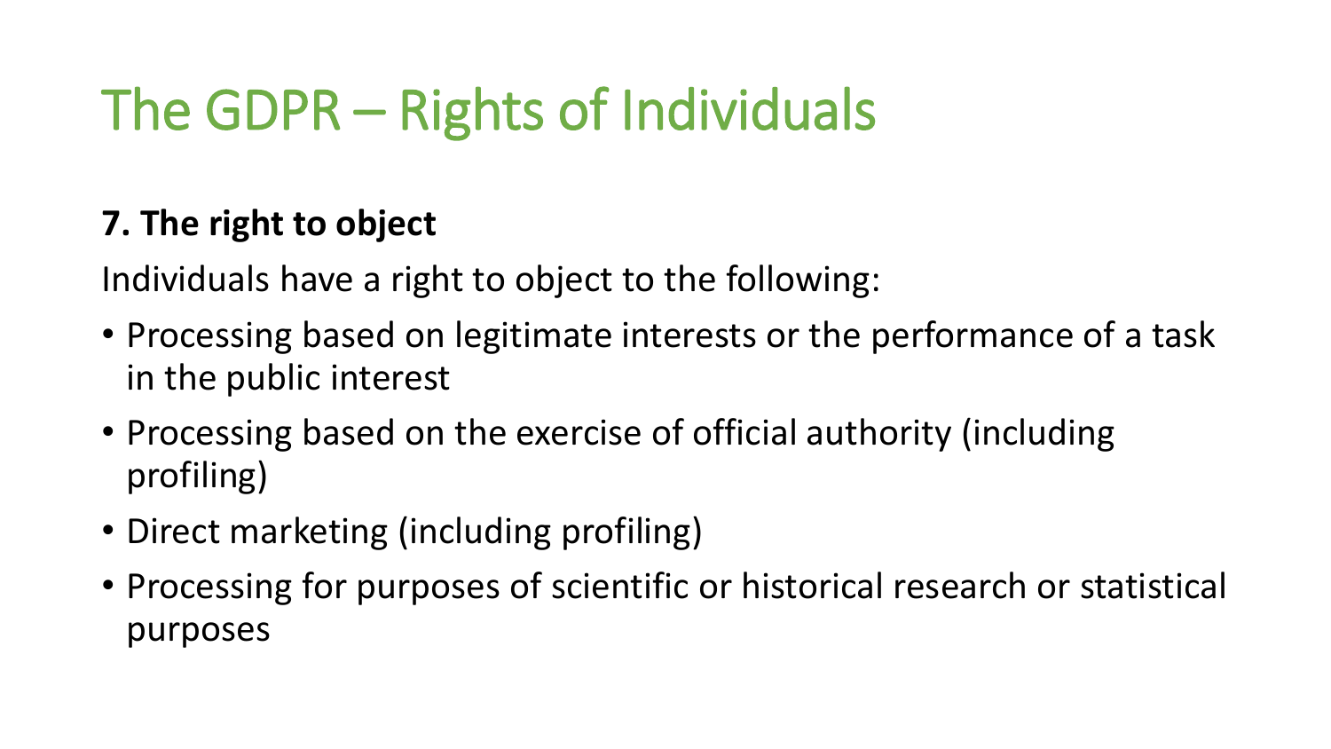# The GDPR – Rights of Individuals

**7. The right to object**

Individuals have a right to object to the following:

- Processing based on legitimate interests or the performance of a task in the public interest
- Processing based on the exercise of official authority (including profiling)
- Direct marketing (including profiling)
- Processing for purposes of scientific or historical research or statistical purposes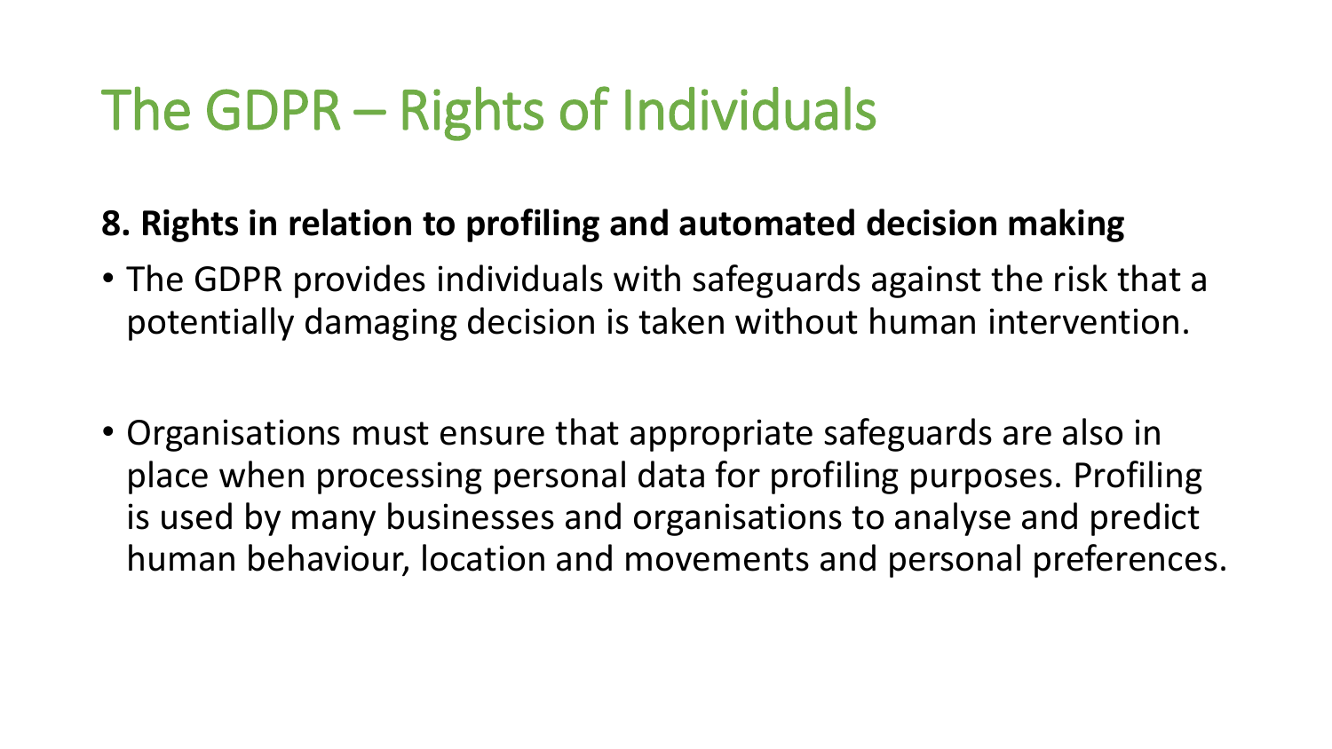# The GDPR – Rights of Individuals

**8. Rights in relation to profiling and automated decision making**

- The GDPR provides individuals with safeguards against the risk that a potentially damaging decision is taken without human intervention.
- Organisations must ensure that appropriate safeguards are also in place when processing personal data for profiling purposes. Profiling is used by many businesses and organisations to analyse and predict human behaviour, location and movements and personal preferences.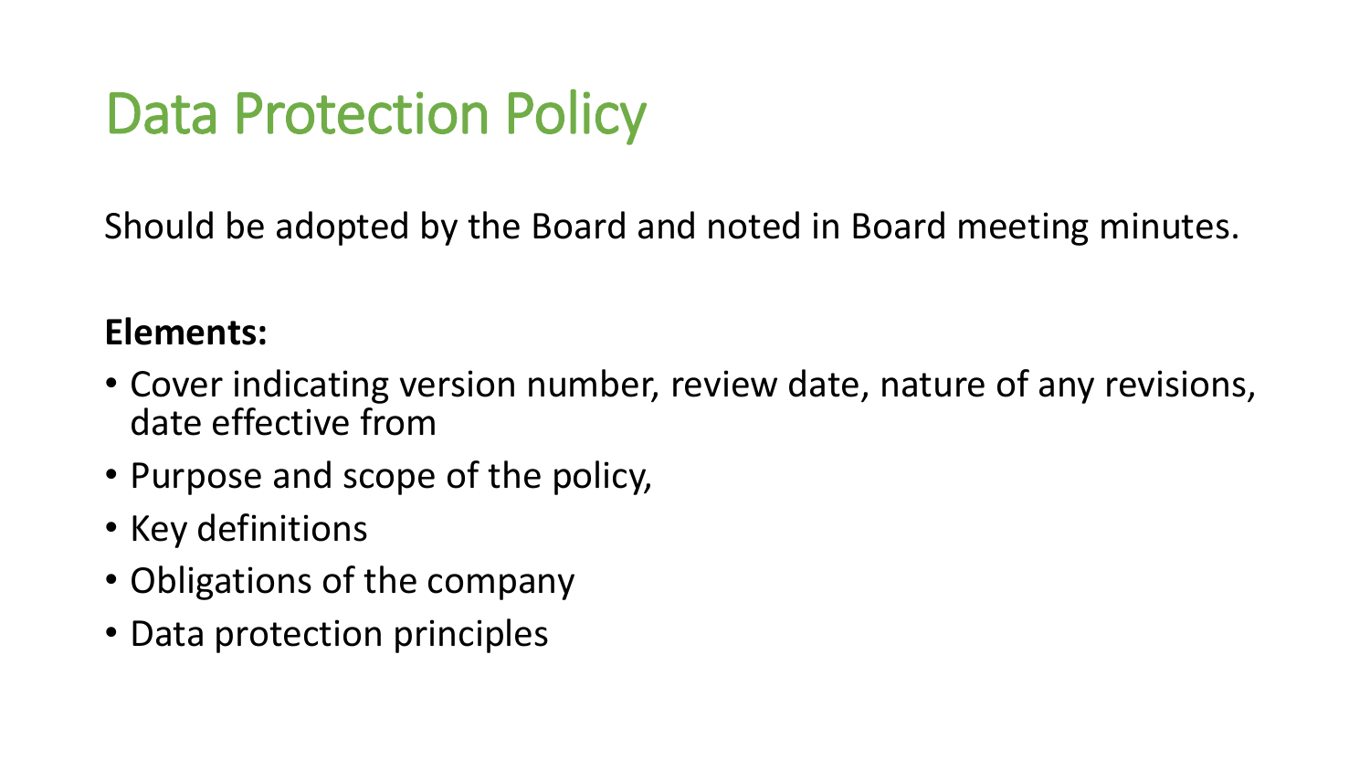# Data Protection Policy

Should be adopted by the Board and noted in Board meeting minutes.

**Elements:**

- Cover indicating version number, review date, nature of any revisions, date effective from
- Purpose and scope of the policy,
- Key definitions
- Obligations of the company
- Data protection principles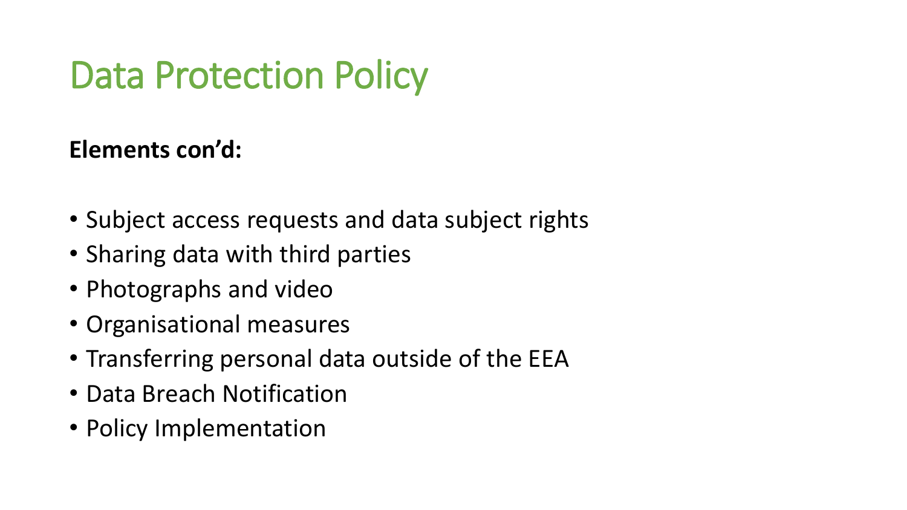# Data Protection Policy

**Elements con'd:**

- Subject access requests and data subject rights
- Sharing data with third parties
- Photographs and video
- Organisational measures
- Transferring personal data outside of the EEA
- Data Breach Notification
- Policy Implementation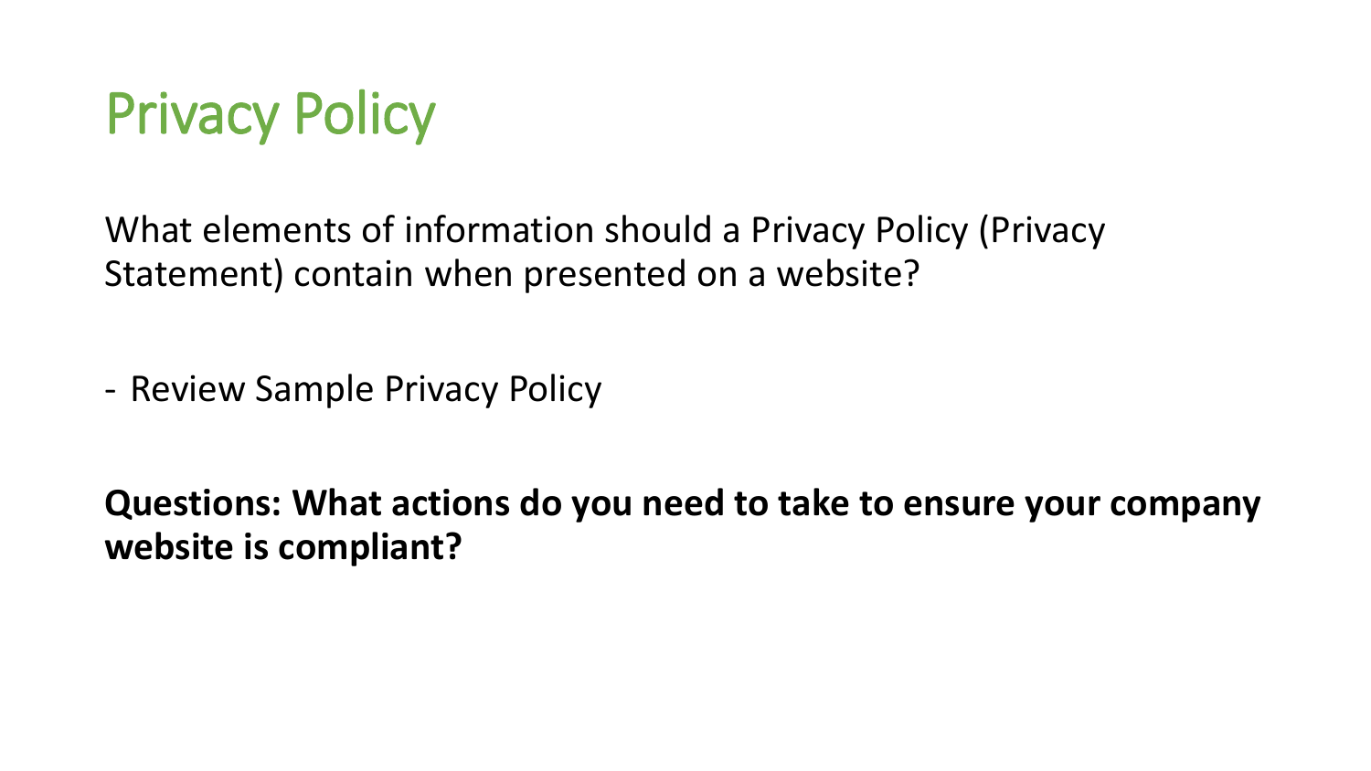# Privacy Policy

What elements of information should a Privacy Policy (Privacy Statement) contain when presented on a website?

- Review Sample Privacy Policy

**Questions: What actions do you need to take to ensure your company website is compliant?**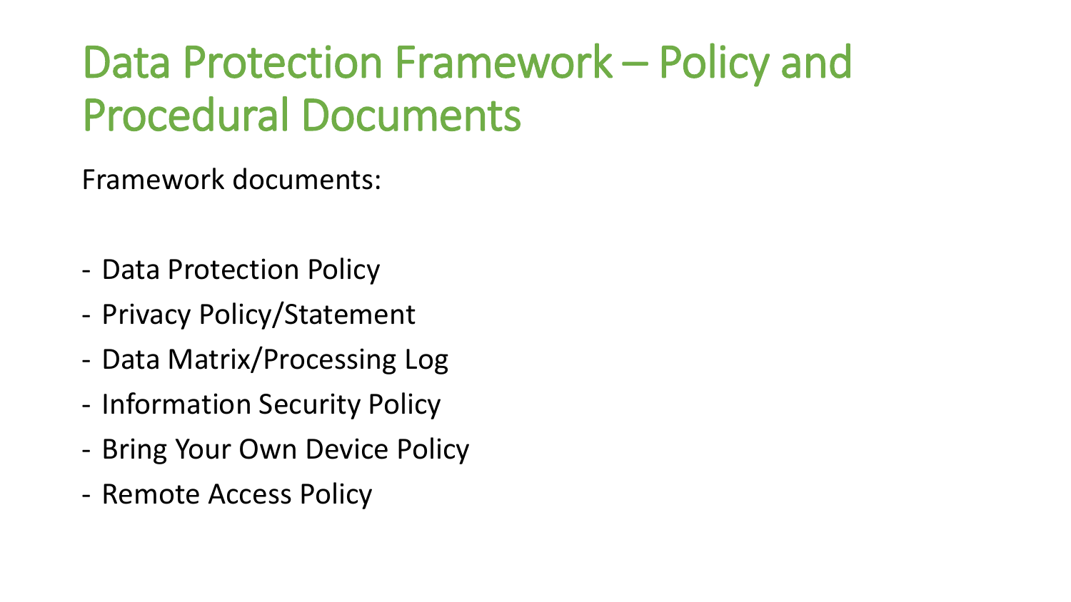# Data Protection Framework – Policy and Procedural Documents

Framework documents:

- Data Protection Policy
- Privacy Policy/Statement
- Data Matrix/Processing Log
- Information Security Policy
- Bring Your Own Device Policy
- Remote Access Policy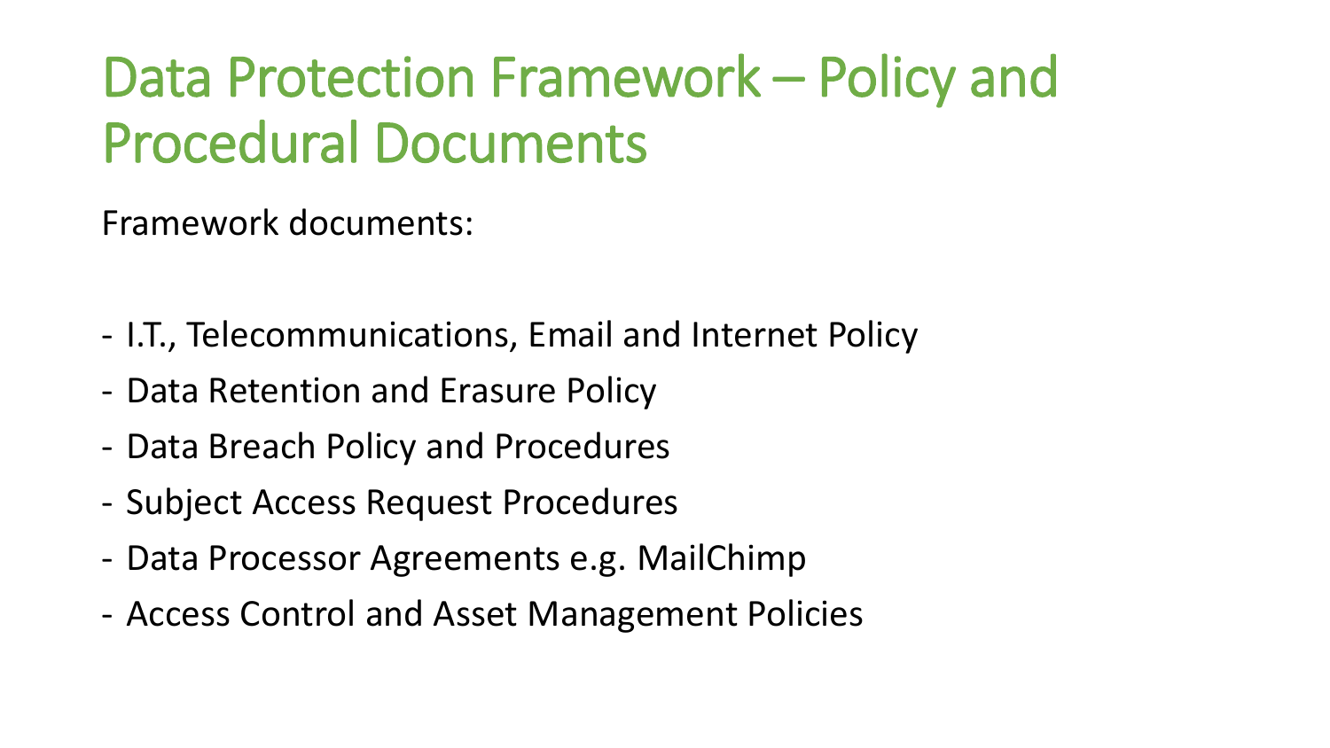# Data Protection Framework – Policy and Procedural Documents

Framework documents:

- I.T., Telecommunications, Email and Internet Policy
- Data Retention and Erasure Policy
- Data Breach Policy and Procedures
- Subject Access Request Procedures
- Data Processor Agreements e.g. MailChimp
- Access Control and Asset Management Policies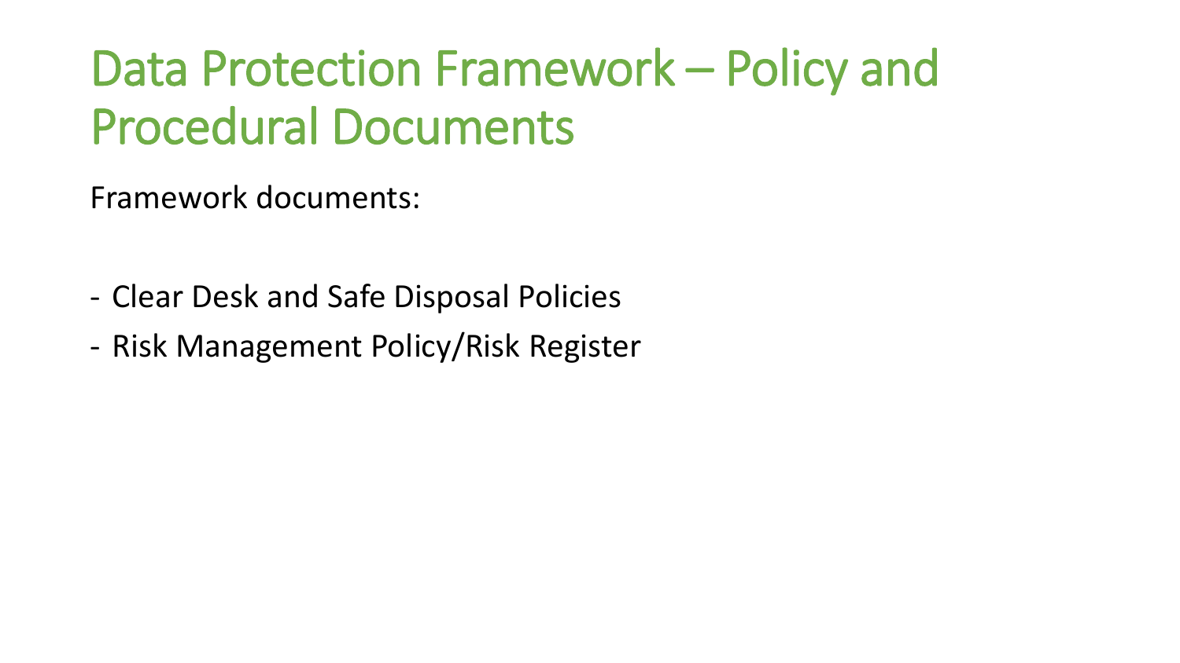# Data Protection Framework – Policy and Procedural Documents

Framework documents:

- Clear Desk and Safe Disposal Policies
- Risk Management Policy/Risk Register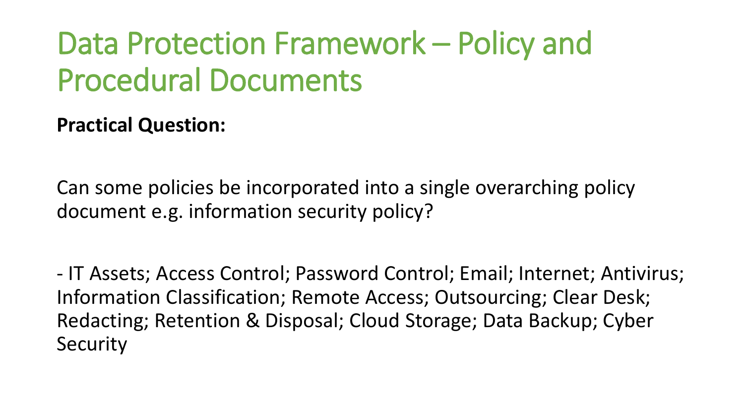# Data Protection Framework – Policy and Procedural Documents

**Practical Question:**

Can some policies be incorporated into a single overarching policy document e.g. information security policy?

- IT Assets; Access Control; Password Control; Email; Internet; Antivirus; Information Classification; Remote Access; Outsourcing; Clear Desk; Redacting; Retention & Disposal; Cloud Storage; Data Backup; Cyber Security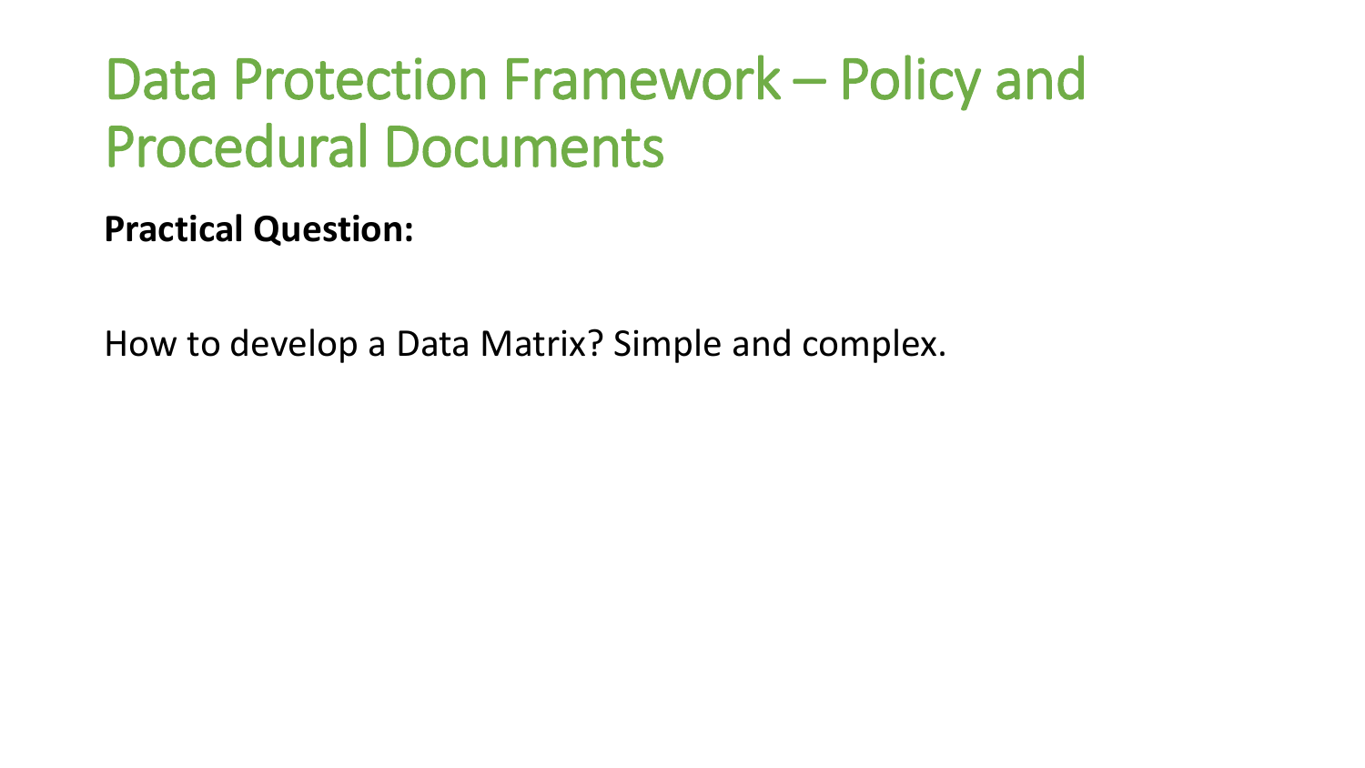# Data Protection Framework – Policy and Procedural Documents

**Practical Question:**

How to develop a Data Matrix? Simple and complex.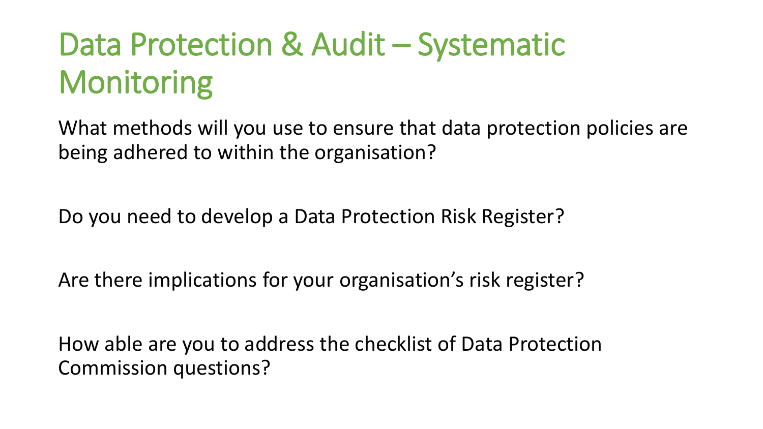# Data Protection & Audit – Systematic Monitoring

What methods will you use to ensure that data protection policies are being adhered to within the organisation?

Do you need to develop a Data Protection Risk Register?

Are there implications for your organisation's risk register?

How able are you to address the checklist of Data Protection Commission questions?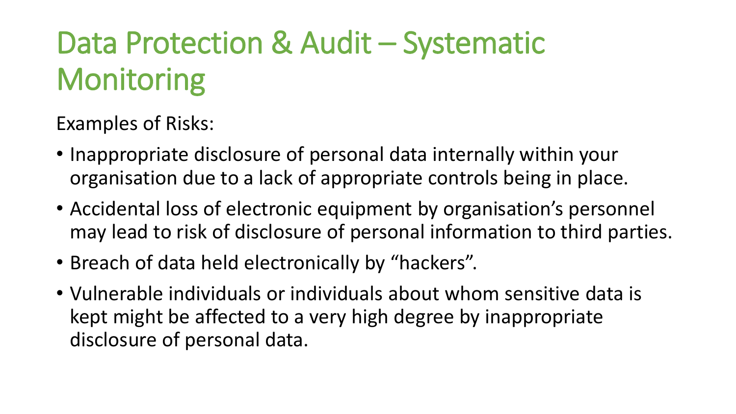# Data Protection & Audit – Systematic Monitoring

Examples of Risks:

- Inappropriate disclosure of personal data internally within your organisation due to a lack of appropriate controls being in place.
- Accidental loss of electronic equipment by organisation's personnel may lead to risk of disclosure of personal information to third parties.
- Breach of data held electronically by "hackers".
- Vulnerable individuals or individuals about whom sensitive data is kept might be affected to a very high degree by inappropriate disclosure of personal data.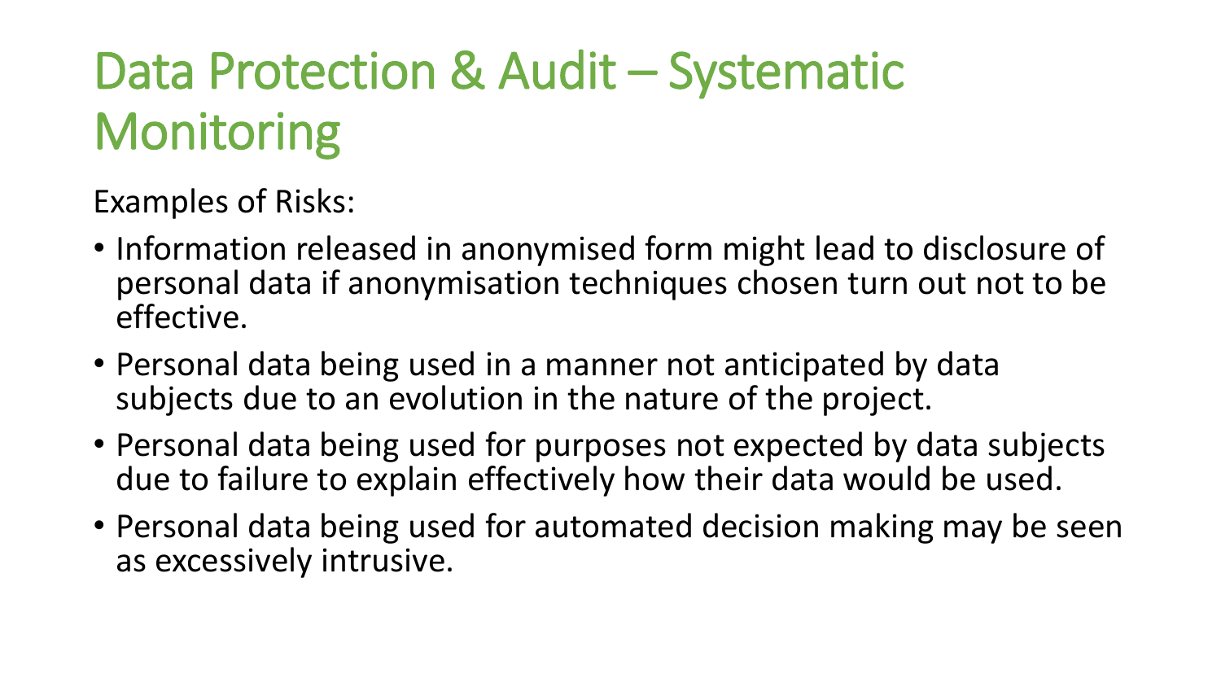# Data Protection & Audit – Systematic Monitoring

Examples of Risks:

- Information released in anonymised form might lead to disclosure of personal data if anonymisation techniques chosen turn out not to be effective.
- Personal data being used in a manner not anticipated by data subjects due to an evolution in the nature of the project.
- Personal data being used for purposes not expected by data subjects due to failure to explain effectively how their data would be used.
- Personal data being used for automated decision making may be seen as excessively intrusive.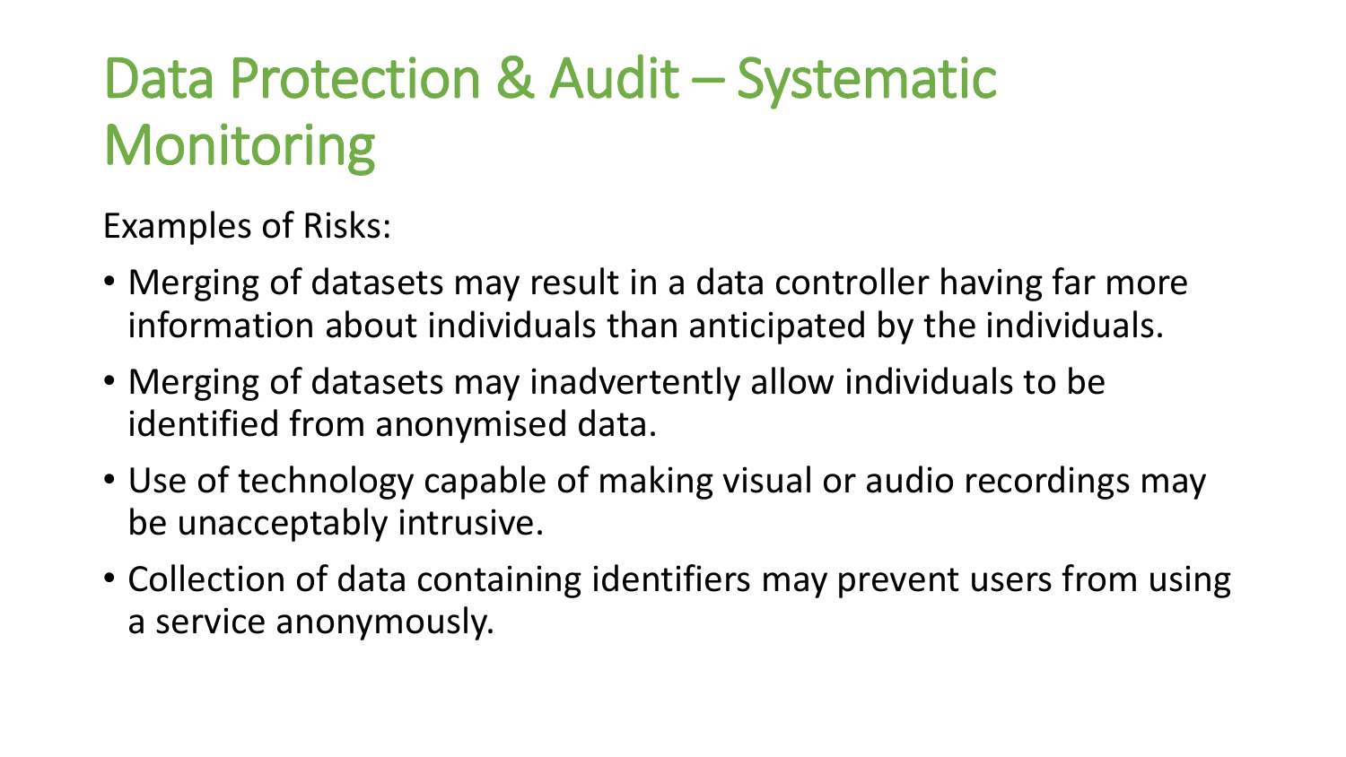# Data Protection & Audit – Systematic Monitoring

Examples of Risks:

- Merging of datasets may result in a data controller having far more information about individuals than anticipated by the individuals.
- Merging of datasets may inadvertently allow individuals to be identified from anonymised data.
- Use of technology capable of making visual or audio recordings may be unacceptably intrusive.
- Collection of data containing identifiers may prevent users from using a service anonymously.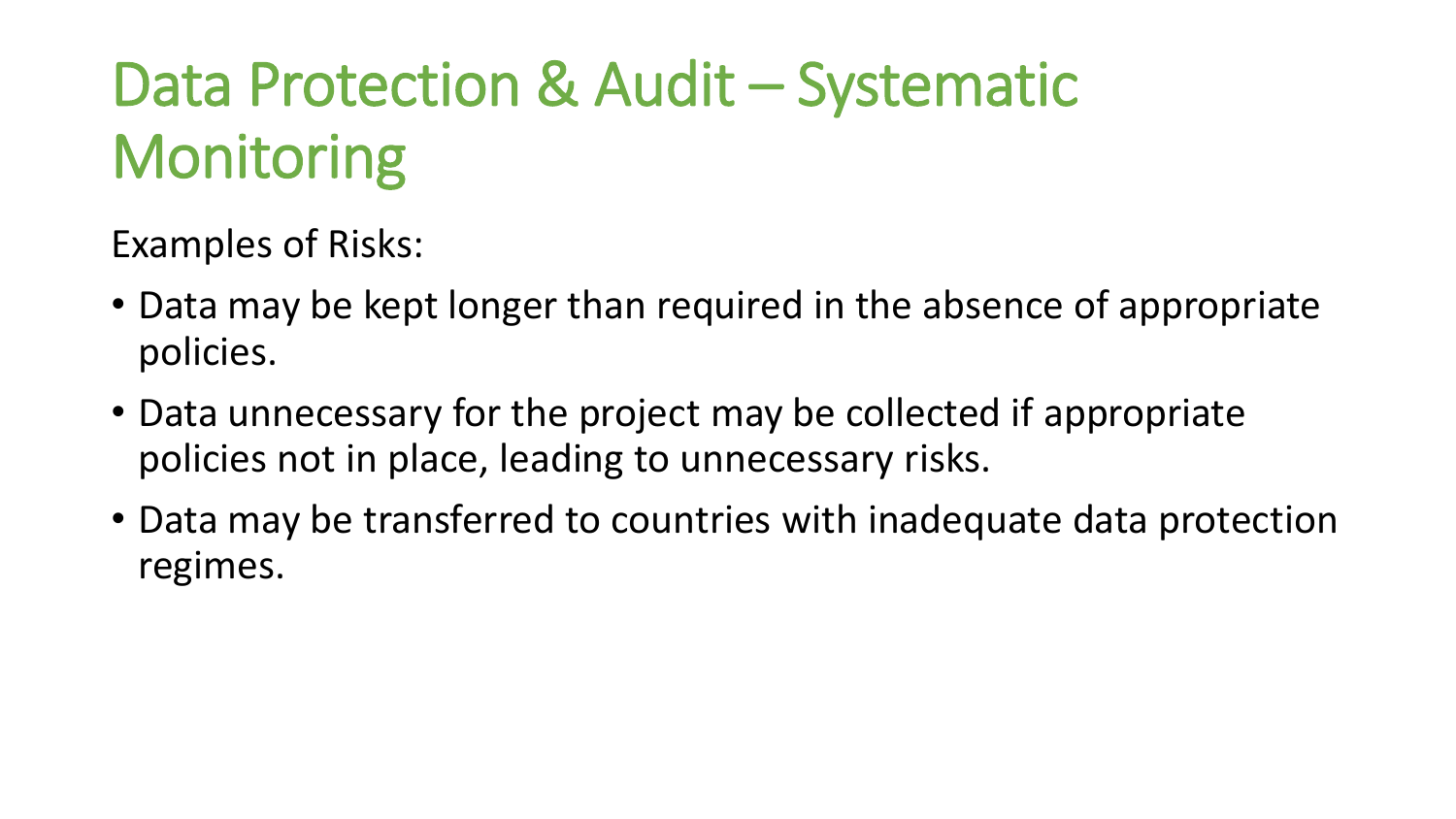# Data Protection & Audit – Systematic Monitoring

Examples of Risks:

- Data may be kept longer than required in the absence of appropriate policies.
- Data unnecessary for the project may be collected if appropriate policies not in place, leading to unnecessary risks.
- Data may be transferred to countries with inadequate data protection regimes.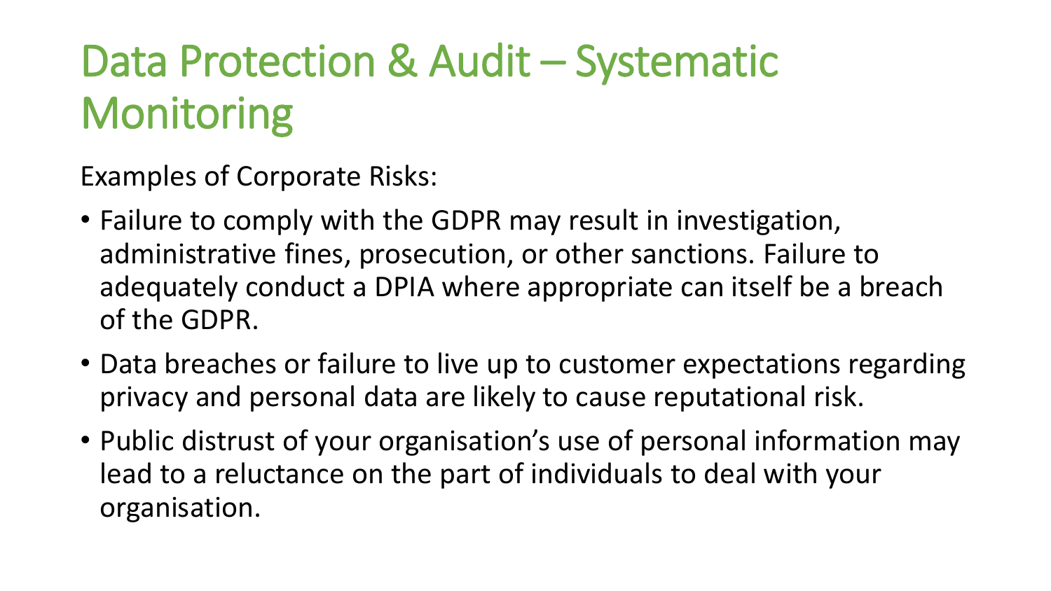# Data Protection & Audit – Systematic Monitoring

Examples of Corporate Risks:

- Failure to comply with the GDPR may result in investigation, administrative fines, prosecution, or other sanctions. Failure to adequately conduct a DPIA where appropriate can itself be a breach of the GDPR.
- Data breaches or failure to live up to customer expectations regarding privacy and personal data are likely to cause reputational risk.
- Public distrust of your organisation's use of personal information may lead to a reluctance on the part of individuals to deal with your organisation.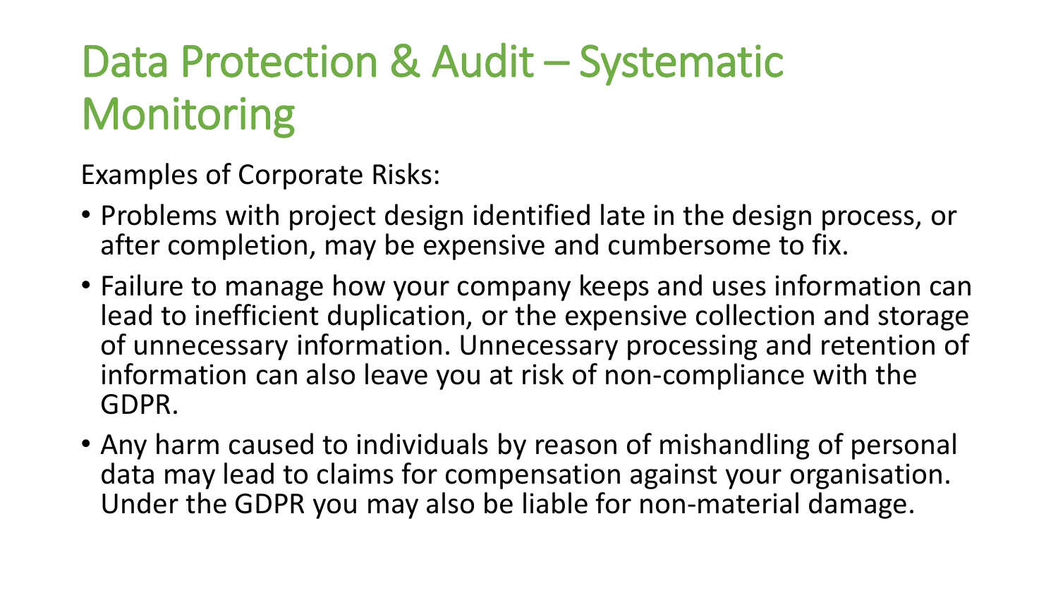# Data Protection & Audit – Systematic Monitoring

Examples of Corporate Risks:

- Problems with project design identified late in the design process, or after completion, may be expensive and cumbersome to fix.
- Failure to manage how your company keeps and uses information can lead to inefficient duplication, or the expensive collection and storage of unnecessary information. Unnecessary processing and retention of information can also leave you at risk of non-compliance with the GDPR.
- Any harm caused to individuals by reason of mishandling of personal data may lead to claims for compensation against your organisation. Under the GDPR you may also be liable for non-material damage.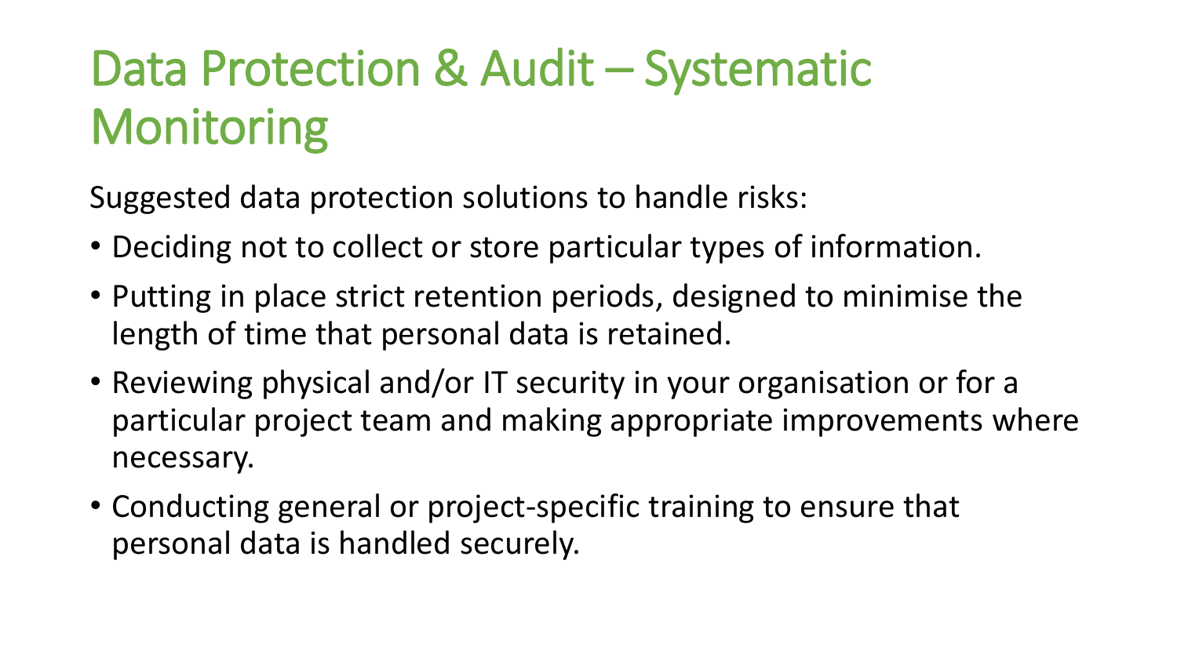# Data Protection & Audit – Systematic Monitoring

Suggested data protection solutions to handle risks:

- Deciding not to collect or store particular types of information.
- Putting in place strict retention periods, designed to minimise the length of time that personal data is retained.
- Reviewing physical and/or IT security in your organisation or for a particular project team and making appropriate improvements where necessary.
- Conducting general or project-specific training to ensure that personal data is handled securely.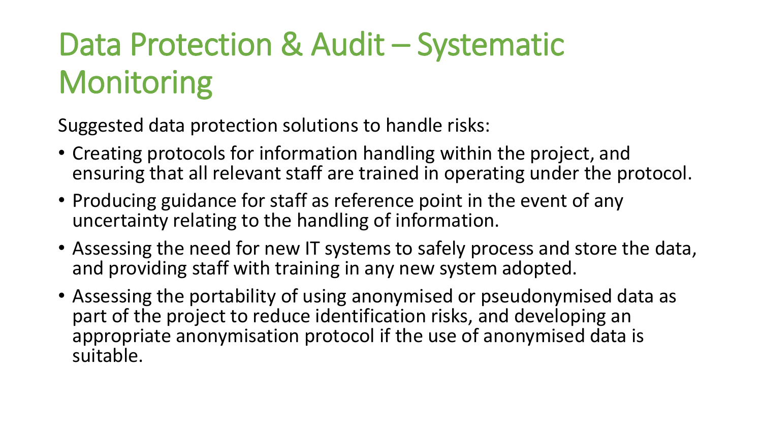# Data Protection & Audit – Systematic Monitoring

Suggested data protection solutions to handle risks:

- Creating protocols for information handling within the project, and ensuring that all relevant staff are trained in operating under the protocol.
- Producing guidance for staff as reference point in the event of any uncertainty relating to the handling of information.
- Assessing the need for new IT systems to safely process and store the data, and providing staff with training in any new system adopted.
- Assessing the portability of using anonymised or pseudonymised data as part of the project to reduce identification risks, and developing an appropriate anonymisation protocol if the use of anonymised data is suitable.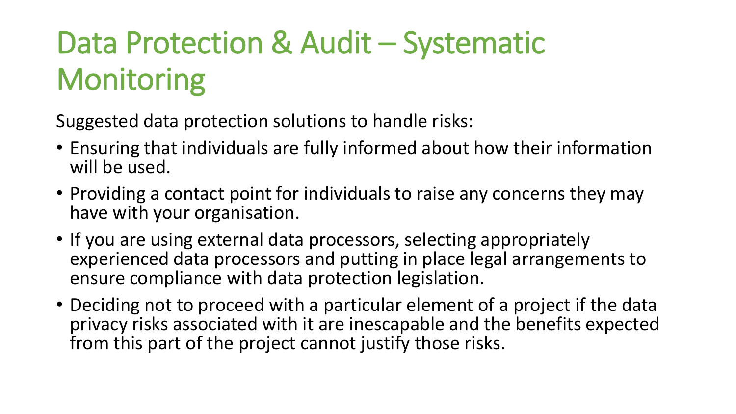# Data Protection & Audit – Systematic Monitoring

Suggested data protection solutions to handle risks:

- Ensuring that individuals are fully informed about how their information will be used.
- Providing a contact point for individuals to raise any concerns they may have with your organisation.
- If you are using external data processors, selecting appropriately experienced data processors and putting in place legal arrangements to ensure compliance with data protection legislation.
- Deciding not to proceed with a particular element of a project if the data privacy risks associated with it are inescapable and the benefits expected from this part of the project cannot justify those risks.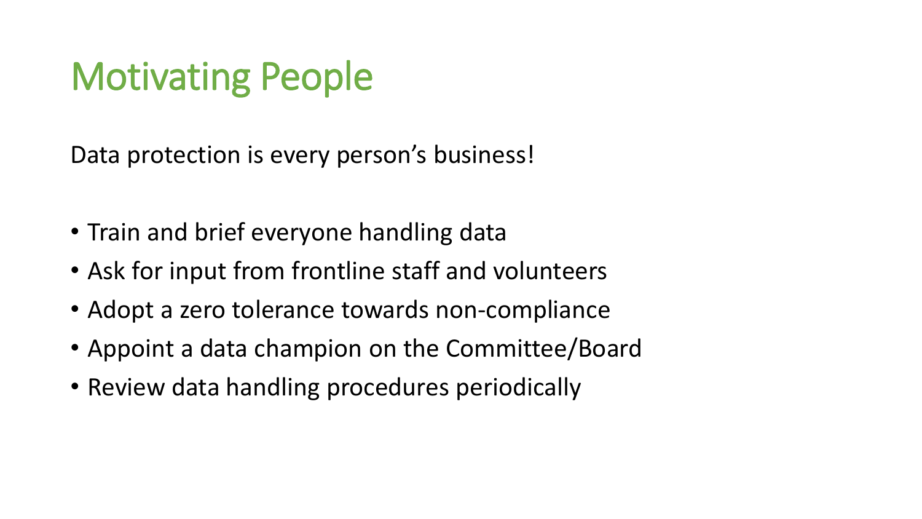# Motivating People

Data protection is every person’s business!

- Train and brief everyone handling data
- Ask for input from frontline staff and volunteers
- Adopt a zero tolerance towards non-compliance
- Appoint a data champion on the Committee/Board
- Review data handling procedures periodically